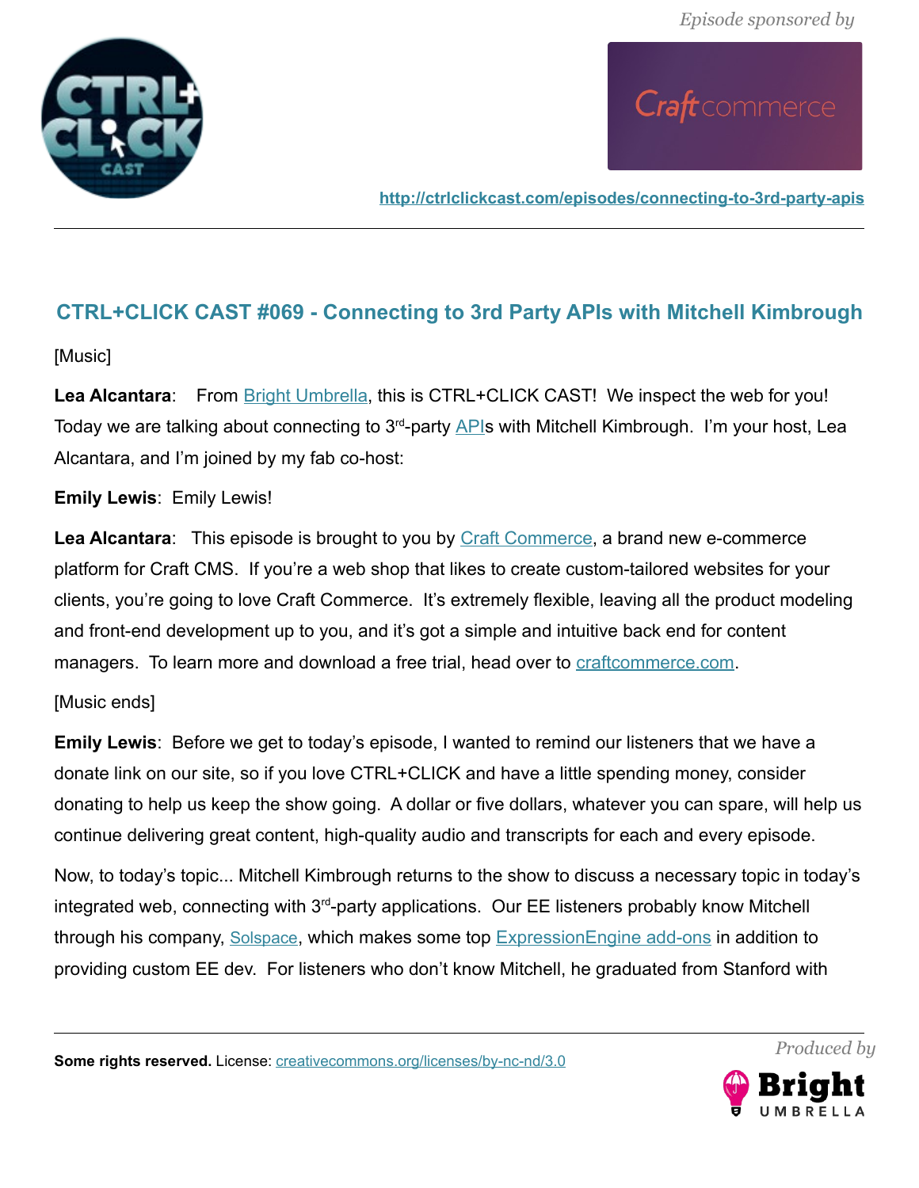*Episode sponsored by*

http://ctrlclickcast.com/episodes/connecting-to-3rd-party-apis

## CTRL+CLICK CAST #069 - Connecting to 3rd Party APIs with Mitchell Kimbrough

[Music]

**Lea Alcantara**: From Bright Umbrella, this is CTRL+CLICK CAST! We inspect the web for you! Today we are talking about connecting to 3rd-party APIs with Mitchell Kimbrough. I'm your host, Lea Alcantara, and I'm joined by my fab co-host:

**Emily Lewis**: Emily Lewis!

**Lea Alcantara**: This episode is brought to you by Craft Commerce, a brand new e-commerce platform for Craft CMS. If you're a web shop that likes to create custom-tailored websites for your clients, you're going to love Craft Commerce. It's extremely flexible, leaving all the product modeling and front-end development up to you, and it's got a simple and intuitive back end for content managers. To learn more and download a free trial, head over to craftcommerce.com.

[Music ends]

**Emily Lewis**: Before we get to today's episode, I wanted to remind our listeners that we have a donate link on our site, so if you love CTRL+CLICK and have a little spending money, consider donating to help us keep the show going. A dollar or five dollars, whatever you can spare, will help us continue delivering great content, high-quality audio and transcripts for each and every episode.

Now, to today's topic... Mitchell Kimbrough returns to the show to discuss a necessary topic in today's integrated web, connecting with 3rd-party applications. Our EE listeners probably know Mitchell through his company, Solspace, which makes some top ExpressionEngine add-ons in addition to providing custom EE dev. For listeners who don't know Mitchell, he graduated from Stanford with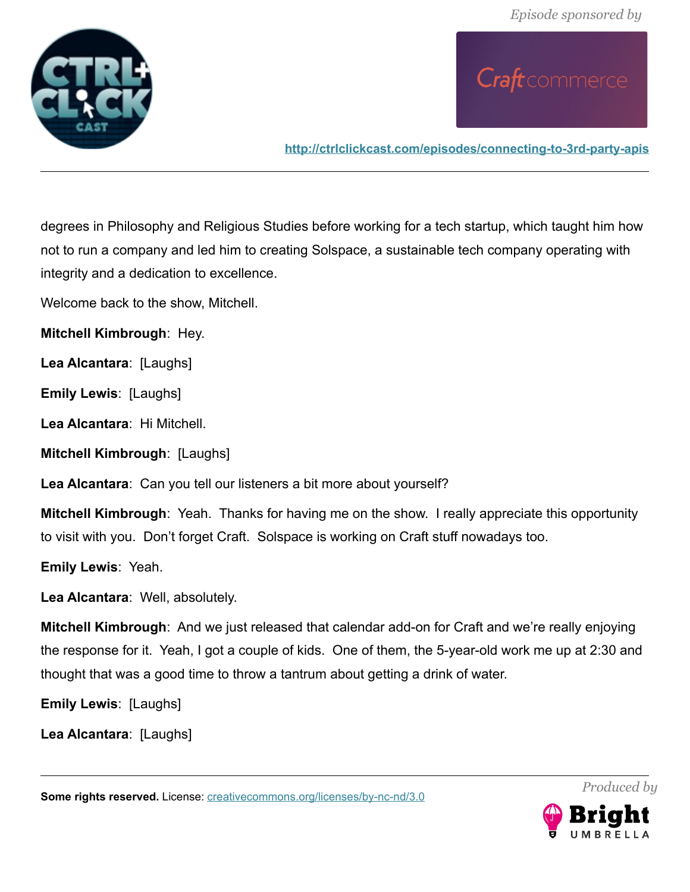degrees in Philosophy and Religious Studies before working for a tech startup, which taught him how not to run a company and led him to creating Solspace, a sustainable tech company operating with integrity and a dedication to excellence.

Welcome back to the show, Mitchell.

**Mitchell Kimbrough**: Hey.

**Lea Alcantara**: [Laughs]

**Emily Lewis**: [Laughs]

**Lea Alcantara**: Hi Mitchell.

**Mitchell Kimbrough**: [Laughs]

**Lea Alcantara**: Can you tell our listeners a bit more about yourself?

**Mitchell Kimbrough**: Yeah. Thanks for having me on the show. I really appreciate this opportunity to visit with you. Don't forget Craft. Solspace is working on Craft stuff nowadays too.

**Emily Lewis**: Yeah.

**Lea Alcantara**: Well, absolutely.

**Mitchell Kimbrough**: And we just released that calendar add-on for Craft and we're really enjoying the response for it. Yeah, I got a couple of kids. One of them, the 5-year-old work me up at 2:30 and thought that was a good time to throw a tantrum about getting a drink of water.

**Emily Lewis**: [Laughs]

**Lea Alcantara**: [Laughs]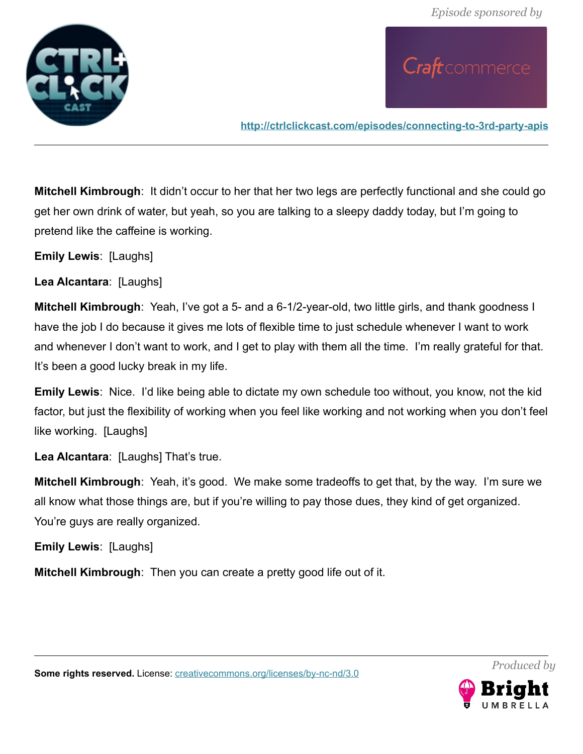**Mitchell Kimbrough**: It didn't occur to her that her two legs are perfectly functional and she could go get her own drink of water, but yeah, so you are talking to a sleepy daddy today, but I'm going to pretend like the caffeine is working.

**Emily Lewis**: [Laughs]

**Lea Alcantara**: [Laughs]

**Mitchell Kimbrough**: Yeah, I've got a 5- and a 6-1/2-year-old, two little girls, and thank goodness I have the job I do because it gives me lots of flexible time to just schedule whenever I want to work and whenever I don't want to work, and I get to play with them all the time. I'm really grateful for that. It's been a good lucky break in my life.

**Emily Lewis**: Nice. I'd like being able to dictate my own schedule too without, you know, not the kid factor, but just the flexibility of working when you feel like working and not working when you don't feel like working. [Laughs]

**Lea Alcantara**: [Laughs] That's true.

**Mitchell Kimbrough**: Yeah, it's good. We make some tradeoffs to get that, by the way. I'm sure we all know what those things are, but if you're willing to pay those dues, they kind of get organized. You're guys are really organized.

**Emily Lewis**: [Laughs]

**Mitchell Kimbrough**: Then you can create a pretty good life out of it.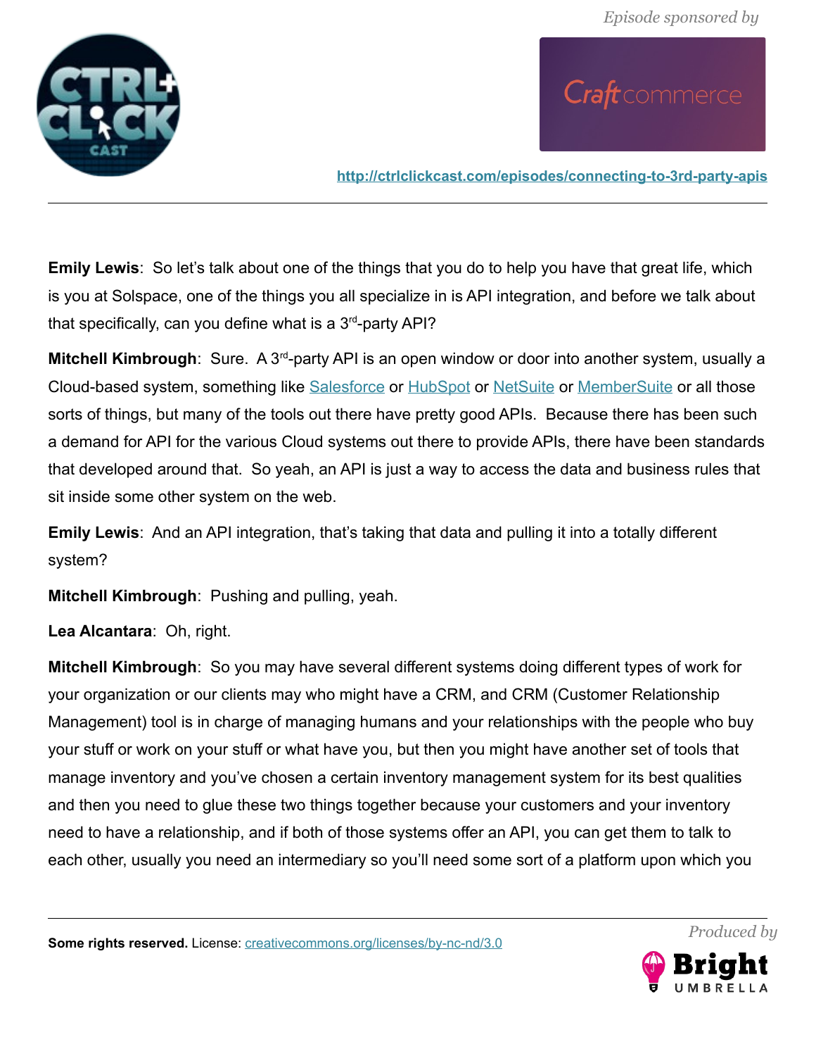**Emily Lewis**: So let's talk about one of the things that you do to help you have that great life, which is you at Solspace, one of the things you all specialize in is API integration, and before we talk about that specifically, can you define what is a 3rd-party API?

**Mitchell Kimbrough**: Sure. A 3rd-party API is an open window or door into another system, usually a Cloud-based system, something like Salesforce or HubSpot or NetSuite or MemberSuite or all those sorts of things, but many of the tools out there have pretty good APIs. Because there has been such a demand for API for the various Cloud systems out there to provide APIs, there have been standards that developed around that. So yeah, an API is just a way to access the data and business rules that sit inside some other system on the web.

**Emily Lewis**: And an API integration, that's taking that data and pulling it into a totally different system?

**Mitchell Kimbrough**: Pushing and pulling, yeah.

**Lea Alcantara**: Oh, right.

**Mitchell Kimbrough**: So you may have several different systems doing different types of work for your organization or our clients may who might have a CRM, and CRM (Customer Relationship Management) tool is in charge of managing humans and your relationships with the people who buy your stuff or work on your stuff or what have you, but then you might have another set of tools that manage inventory and you've chosen a certain inventory management system for its best qualities and then you need to glue these two things together because your customers and your inventory need to have a relationship, and if both of those systems offer an API, you can get them to talk to each other, usually you need an intermediary so you'll need some sort of a platform upon which you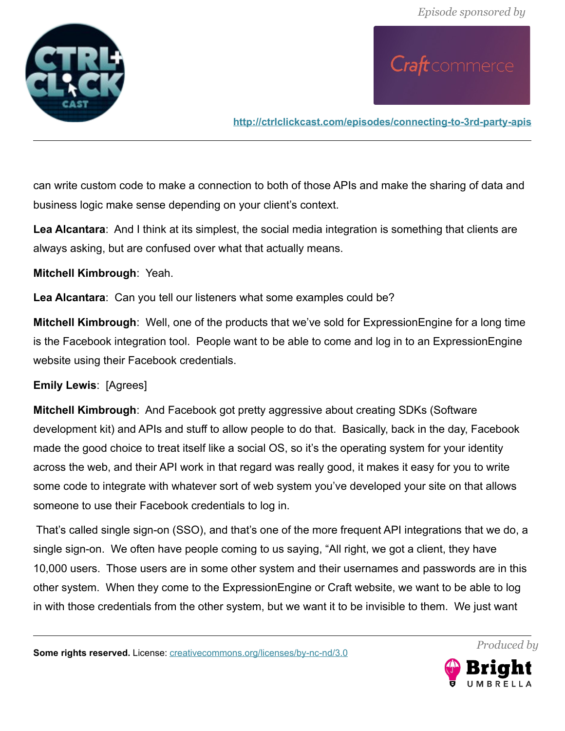can write custom code to make a connection to both of those APIs and make the sharing of data and business logic make sense depending on your client's context.

**Lea Alcantara**: And I think at its simplest, the social media integration is something that clients are always asking, but are confused over what that actually means.

**Mitchell Kimbrough**: Yeah.

**Lea Alcantara**: Can you tell our listeners what some examples could be?

**Mitchell Kimbrough**: Well, one of the products that we've sold for ExpressionEngine for a long time is the Facebook integration tool. People want to be able to come and log in to an ExpressionEngine website using their Facebook credentials.

**Emily Lewis**: [Agrees]

**Mitchell Kimbrough**: And Facebook got pretty aggressive about creating SDKs (Software development kit) and APIs and stuff to allow people to do that. Basically, back in the day, Facebook made the good choice to treat itself like a social OS, so it's the operating system for your identity across the web, and their API work in that regard was really good, it makes it easy for you to write some code to integrate with whatever sort of web system you've developed your site on that allows someone to use their Facebook credentials to log in.

That's called single sign-on (SSO), and that's one of the more frequent API integrations that we do, a single sign-on. We often have people coming to us saying, "All right, we got a client, they have 10,000 users. Those users are in some other system and their usernames and passwords are in this other system. When they come to the ExpressionEngine or Craft website, we want to be able to log in with those credentials from the other system, but we want it to be invisible to them. We just want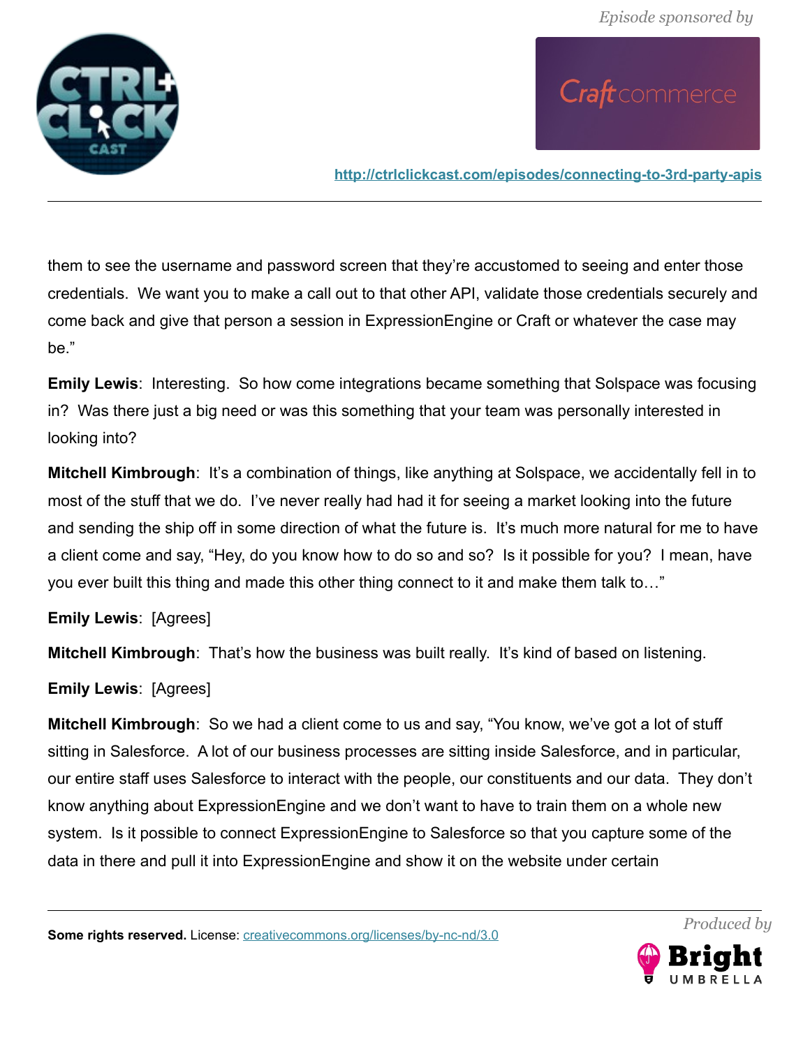them to see the username and password screen that they're accustomed to seeing and enter those credentials. We want you to make a call out to that other API, validate those credentials securely and come back and give that person a session in ExpressionEngine or Craft or whatever the case may be."

**Emily Lewis**: Interesting. So how come integrations became something that Solspace was focusing in? Was there just a big need or was this something that your team was personally interested in looking into?

**Mitchell Kimbrough**: It's a combination of things, like anything at Solspace, we accidentally fell in to most of the stuff that we do. I've never really had had it for seeing a market looking into the future and sending the ship off in some direction of what the future is. It's much more natural for me to have a client come and say, "Hey, do you know how to do so and so? Is it possible for you? I mean, have you ever built this thing and made this other thing connect to it and make them talk to…"

**Emily Lewis**: [Agrees]

**Mitchell Kimbrough**: That's how the business was built really. It's kind of based on listening.

**Emily Lewis**: [Agrees]

**Mitchell Kimbrough**: So we had a client come to us and say, "You know, we've got a lot of stuff sitting in Salesforce. A lot of our business processes are sitting inside Salesforce, and in particular, our entire staff uses Salesforce to interact with the people, our constituents and our data. They don't know anything about ExpressionEngine and we don't want to have to train them on a whole new system. Is it possible to connect ExpressionEngine to Salesforce so that you capture some of the data in there and pull it into ExpressionEngine and show it on the website under certain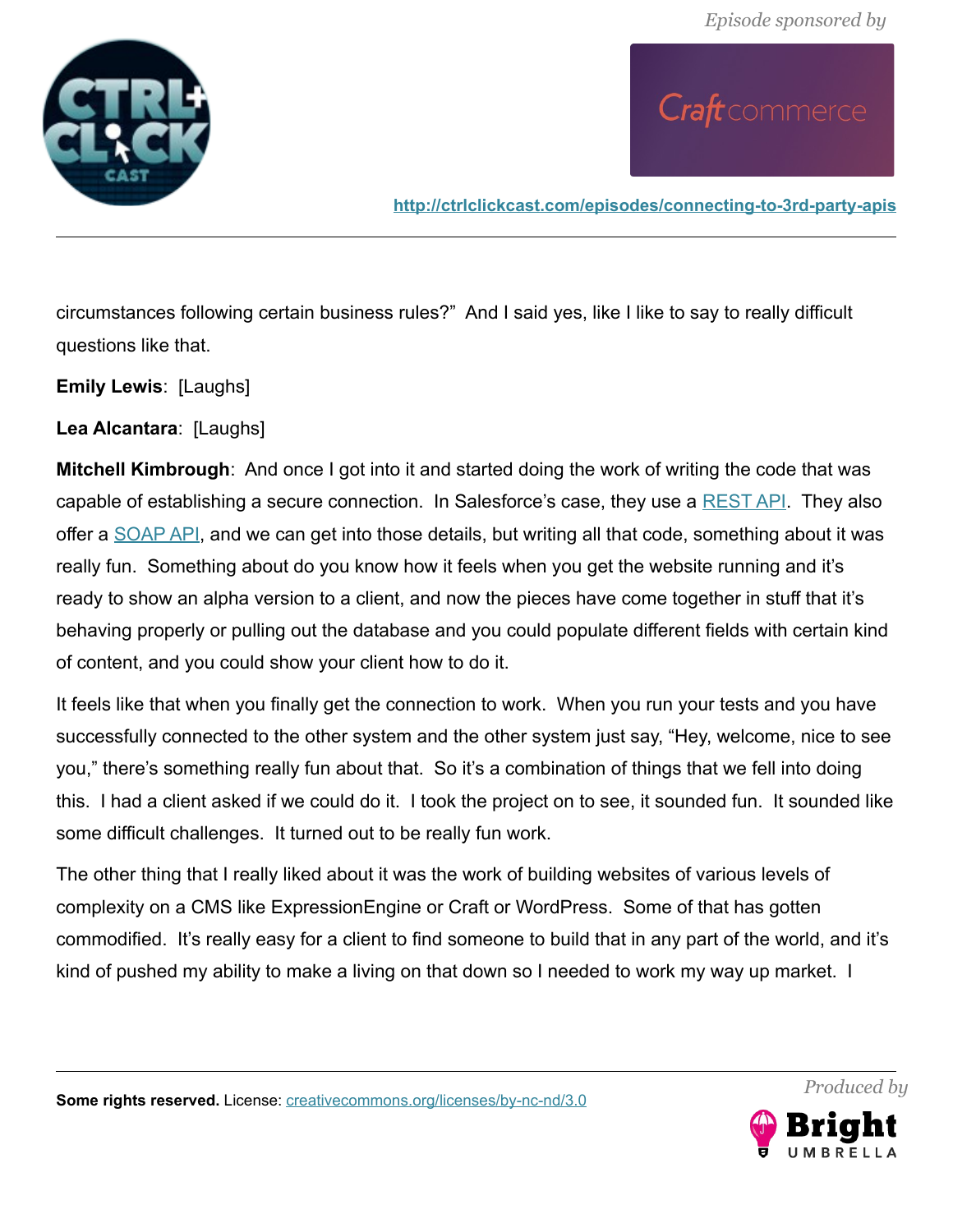circumstances following certain business rules?" And I said yes, like I like to say to really difficult questions like that.

**Emily Lewis**: [Laughs]

**Lea Alcantara**: [Laughs]

**Mitchell Kimbrough**: And once I got into it and started doing the work of writing the code that was capable of establishing a secure connection. In Salesforce's case, they use a REST API. They also offer a SOAP API, and we can get into those details, but writing all that code, something about it was really fun. Something about do you know how it feels when you get the website running and it's ready to show an alpha version to a client, and now the pieces have come together in stuff that it's behaving properly or pulling out the database and you could populate different fields with certain kind of content, and you could show your client how to do it.

It feels like that when you finally get the connection to work. When you run your tests and you have successfully connected to the other system and the other system just say, "Hey, welcome, nice to see you," there's something really fun about that. So it's a combination of things that we fell into doing this. I had a client asked if we could do it. I took the project on to see, it sounded fun. It sounded like some difficult challenges. It turned out to be really fun work.

The other thing that I really liked about it was the work of building websites of various levels of complexity on a CMS like ExpressionEngine or Craft or WordPress. Some of that has gotten commodified. It's really easy for a client to find someone to build that in any part of the world, and it's kind of pushed my ability to make a living on that down so I needed to work my way up market. I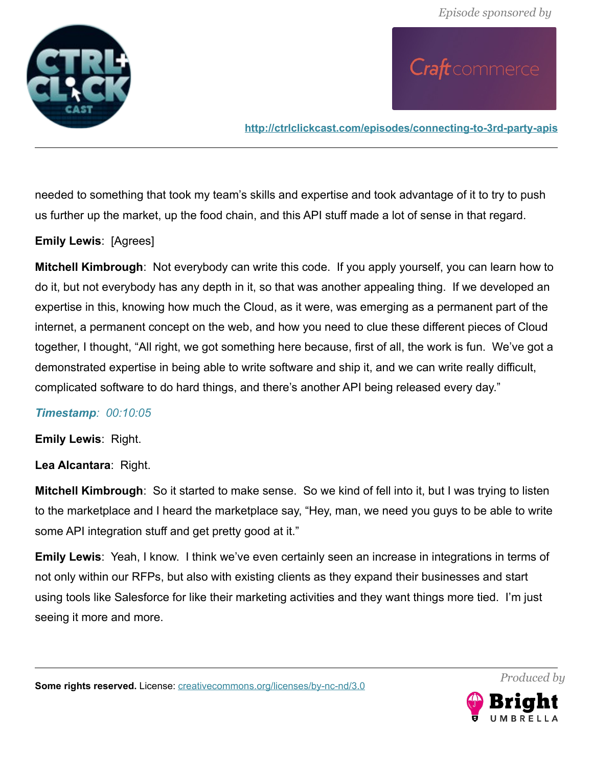needed to something that took my team's skills and expertise and took advantage of it to try to push us further up the market, up the food chain, and this API stuff made a lot of sense in that regard.

**Emily Lewis**: [Agrees]

**Mitchell Kimbrough**: Not everybody can write this code. If you apply yourself, you can learn how to do it, but not everybody has any depth in it, so that was another appealing thing. If we developed an expertise in this, knowing how much the Cloud, as it were, was emerging as a permanent part of the internet, a permanent concept on the web, and how you need to clue these different pieces of Cloud together, I thought, "All right, we got something here because, first of all, the work is fun. We've got a demonstrated expertise in being able to write software and ship it, and we can write really difficult, complicated software to do hard things, and there's another API being released every day."

***Timestamp**: 00:10:05*

**Emily Lewis**: Right.

**Lea Alcantara**: Right.

**Mitchell Kimbrough**: So it started to make sense. So we kind of fell into it, but I was trying to listen to the marketplace and I heard the marketplace say, "Hey, man, we need you guys to be able to write some API integration stuff and get pretty good at it."

**Emily Lewis**: Yeah, I know. I think we've even certainly seen an increase in integrations in terms of not only within our RFPs, but also with existing clients as they expand their businesses and start using tools like Salesforce for like their marketing activities and they want things more tied. I'm just seeing it more and more.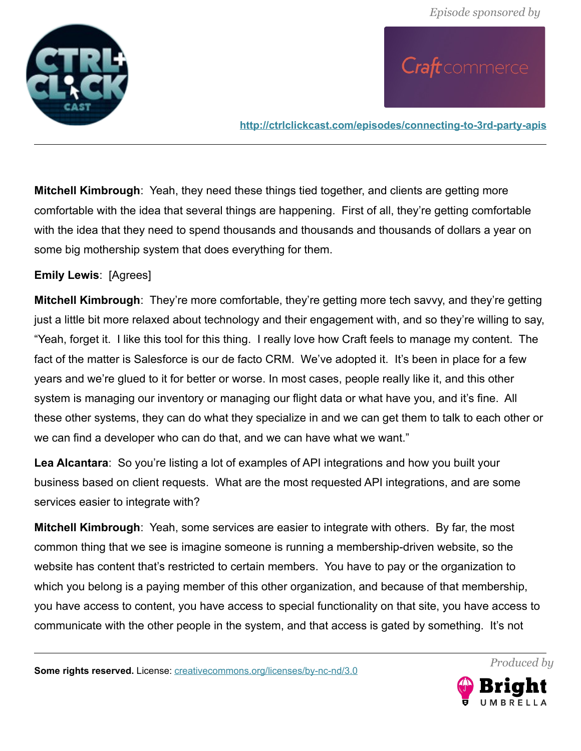**Mitchell Kimbrough**: Yeah, they need these things tied together, and clients are getting more comfortable with the idea that several things are happening. First of all, they're getting comfortable with the idea that they need to spend thousands and thousands and thousands of dollars a year on some big mothership system that does everything for them.

**Emily Lewis**: [Agrees]

**Mitchell Kimbrough**: They're more comfortable, they're getting more tech savvy, and they're getting just a little bit more relaxed about technology and their engagement with, and so they're willing to say, "Yeah, forget it. I like this tool for this thing. I really love how Craft feels to manage my content. The fact of the matter is Salesforce is our de facto CRM. We've adopted it. It's been in place for a few years and we're glued to it for better or worse. In most cases, people really like it, and this other system is managing our inventory or managing our flight data or what have you, and it's fine. All these other systems, they can do what they specialize in and we can get them to talk to each other or we can find a developer who can do that, and we can have what we want."

**Lea Alcantara**: So you're listing a lot of examples of API integrations and how you built your business based on client requests. What are the most requested API integrations, and are some services easier to integrate with?

**Mitchell Kimbrough**: Yeah, some services are easier to integrate with others. By far, the most common thing that we see is imagine someone is running a membership-driven website, so the website has content that's restricted to certain members. You have to pay or the organization to which you belong is a paying member of this other organization, and because of that membership, you have access to content, you have access to special functionality on that site, you have access to communicate with the other people in the system, and that access is gated by something. It's not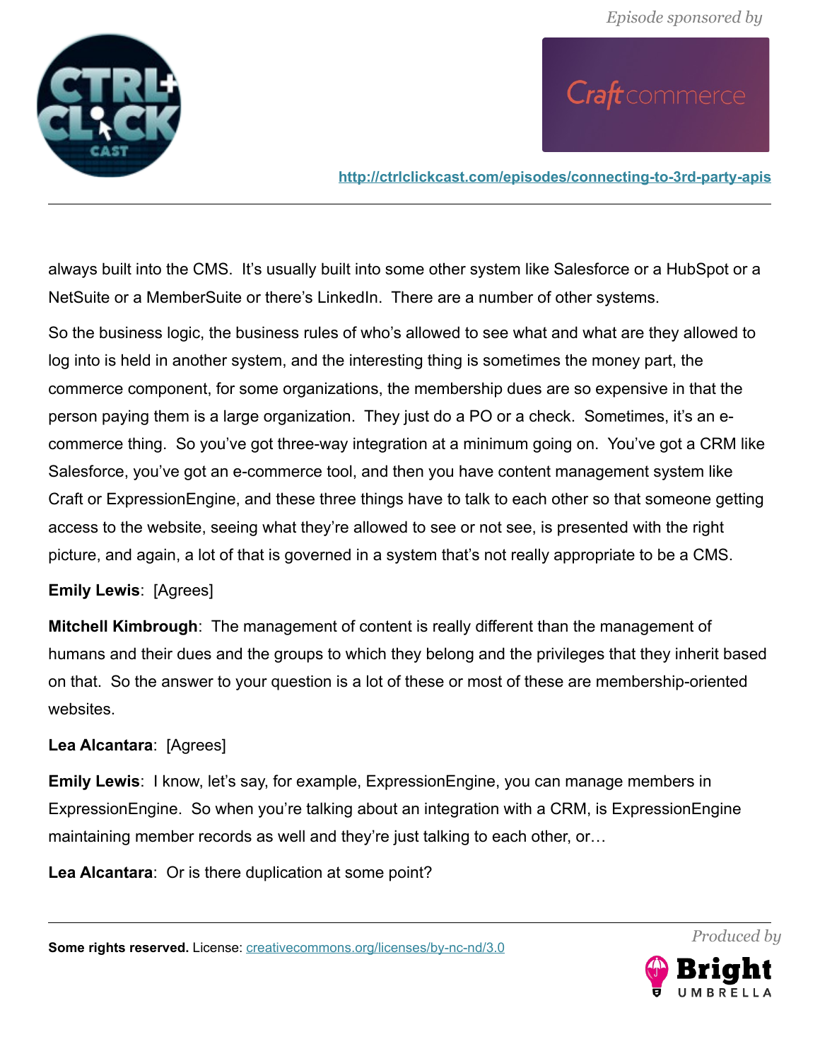always built into the CMS.  It's usually built into some other system like Salesforce or a HubSpot or a NetSuite or a MemberSuite or there's LinkedIn.  There are a number of other systems.

So the business logic, the business rules of who's allowed to see what and what are they allowed to log into is held in another system, and the interesting thing is sometimes the money part, the commerce component, for some organizations, the membership dues are so expensive in that the person paying them is a large organization.  They just do a PO or a check.  Sometimes, it's an e-commerce thing.  So you've got three-way integration at a minimum going on.  You've got a CRM like Salesforce, you've got an e-commerce tool, and then you have content management system like Craft or ExpressionEngine, and these three things have to talk to each other so that someone getting access to the website, seeing what they're allowed to see or not see, is presented with the right picture, and again, a lot of that is governed in a system that's not really appropriate to be a CMS.

**Emily Lewis**:  [Agrees]

**Mitchell Kimbrough**:  The management of content is really different than the management of humans and their dues and the groups to which they belong and the privileges that they inherit based on that.  So the answer to your question is a lot of these or most of these are membership-oriented websites.

**Lea Alcantara**:  [Agrees]

**Emily Lewis**:  I know, let's say, for example, ExpressionEngine, you can manage members in ExpressionEngine.  So when you're talking about an integration with a CRM, is ExpressionEngine maintaining member records as well and they're just talking to each other, or…

**Lea Alcantara**:  Or is there duplication at some point?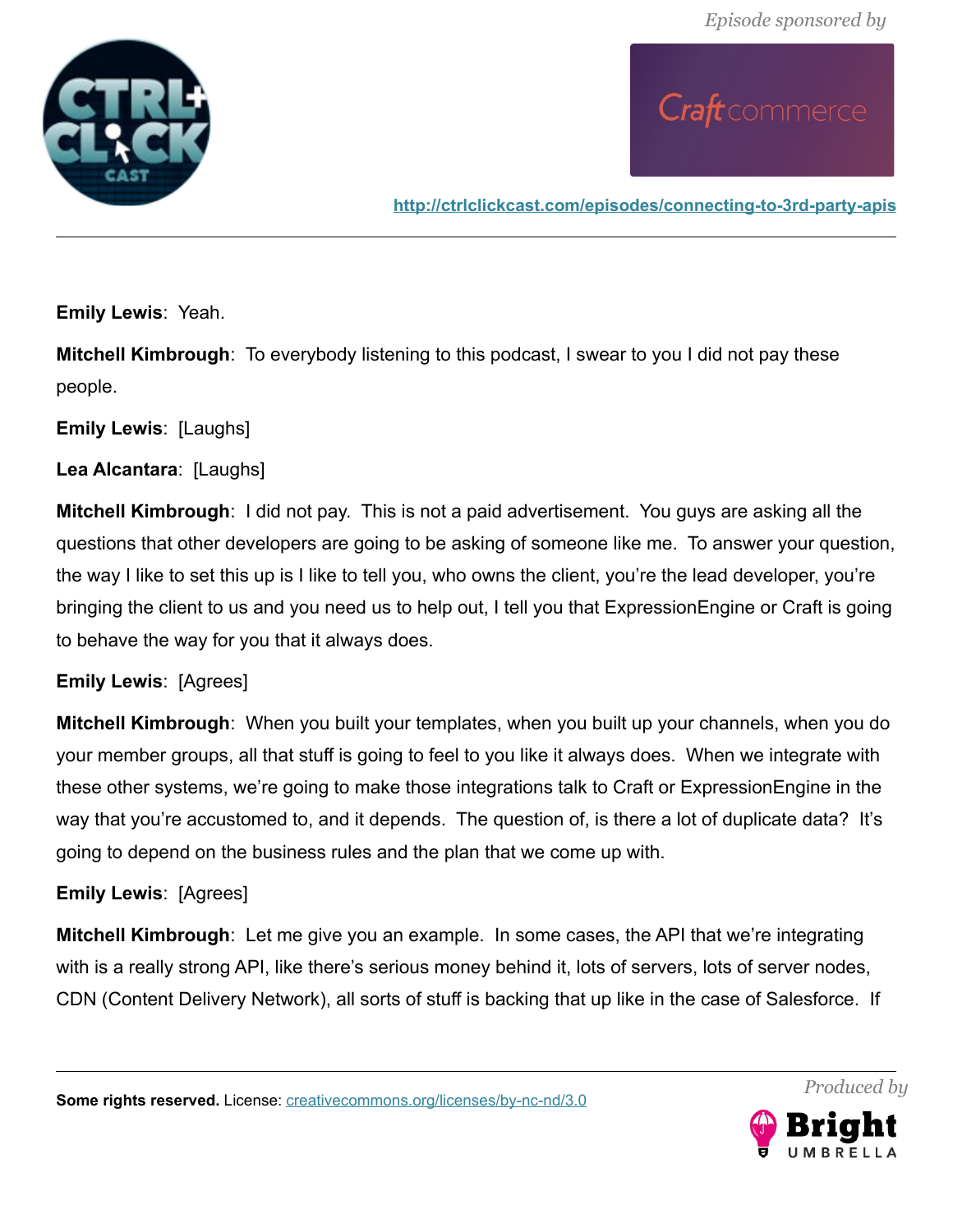**Emily Lewis**: Yeah.

**Mitchell Kimbrough**: To everybody listening to this podcast, I swear to you I did not pay these people.

**Emily Lewis**: [Laughs]

**Lea Alcantara**: [Laughs]

**Mitchell Kimbrough**: I did not pay. This is not a paid advertisement. You guys are asking all the questions that other developers are going to be asking of someone like me. To answer your question, the way I like to set this up is I like to tell you, who owns the client, you're the lead developer, you're bringing the client to us and you need us to help out, I tell you that ExpressionEngine or Craft is going to behave the way for you that it always does.

**Emily Lewis**: [Agrees]

**Mitchell Kimbrough**: When you built your templates, when you built up your channels, when you do your member groups, all that stuff is going to feel to you like it always does. When we integrate with these other systems, we're going to make those integrations talk to Craft or ExpressionEngine in the way that you're accustomed to, and it depends. The question of, is there a lot of duplicate data? It's going to depend on the business rules and the plan that we come up with.

**Emily Lewis**: [Agrees]

**Mitchell Kimbrough**: Let me give you an example. In some cases, the API that we're integrating with is a really strong API, like there's serious money behind it, lots of servers, lots of server nodes, CDN (Content Delivery Network), all sorts of stuff is backing that up like in the case of Salesforce. If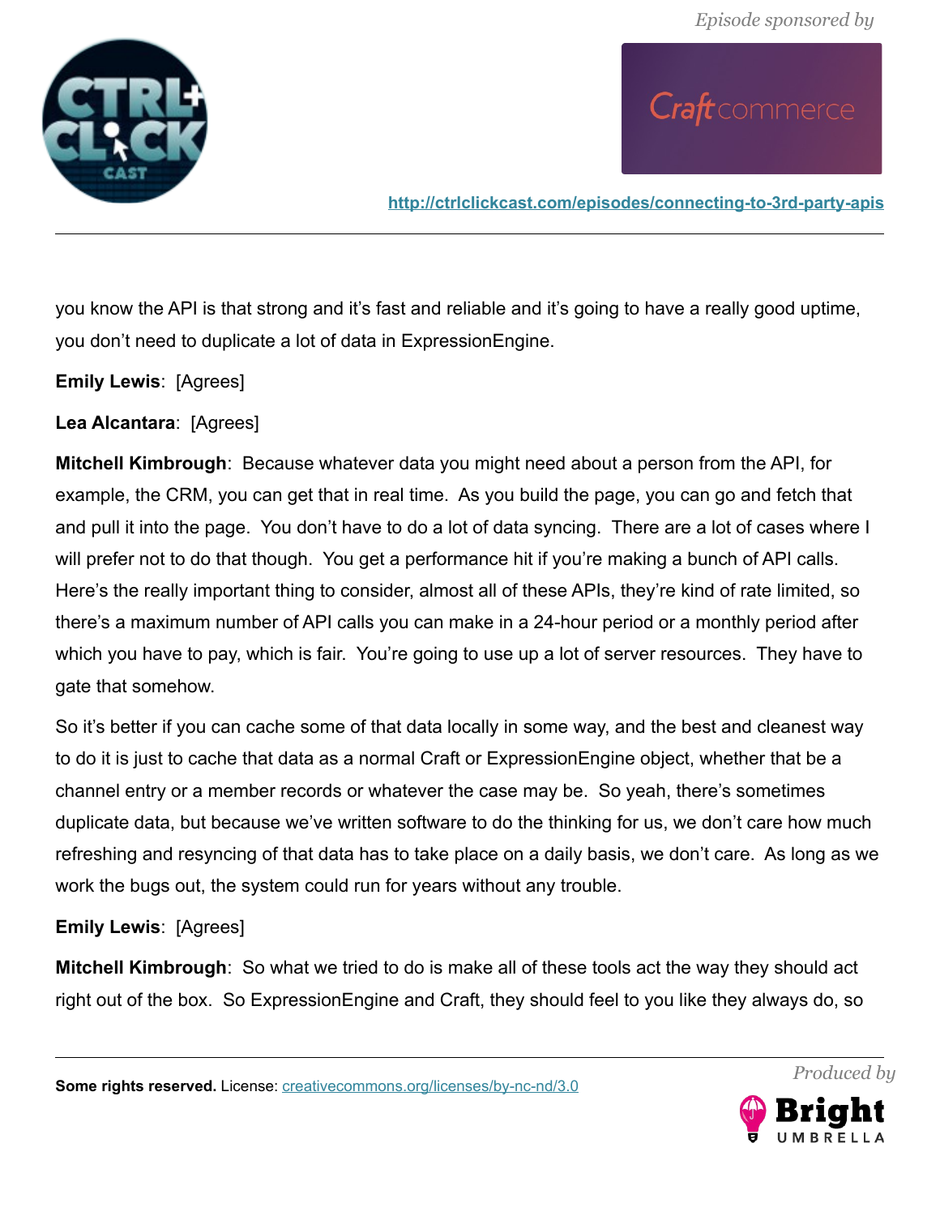you know the API is that strong and it's fast and reliable and it's going to have a really good uptime, you don't need to duplicate a lot of data in ExpressionEngine.

**Emily Lewis**: [Agrees]

**Lea Alcantara**: [Agrees]

**Mitchell Kimbrough**: Because whatever data you might need about a person from the API, for example, the CRM, you can get that in real time. As you build the page, you can go and fetch that and pull it into the page. You don't have to do a lot of data syncing. There are a lot of cases where I will prefer not to do that though. You get a performance hit if you're making a bunch of API calls. Here's the really important thing to consider, almost all of these APIs, they're kind of rate limited, so there's a maximum number of API calls you can make in a 24-hour period or a monthly period after which you have to pay, which is fair. You're going to use up a lot of server resources. They have to gate that somehow.

So it's better if you can cache some of that data locally in some way, and the best and cleanest way to do it is just to cache that data as a normal Craft or ExpressionEngine object, whether that be a channel entry or a member records or whatever the case may be. So yeah, there's sometimes duplicate data, but because we've written software to do the thinking for us, we don't care how much refreshing and resyncing of that data has to take place on a daily basis, we don't care. As long as we work the bugs out, the system could run for years without any trouble.

**Emily Lewis**: [Agrees]

**Mitchell Kimbrough**: So what we tried to do is make all of these tools act the way they should act right out of the box. So ExpressionEngine and Craft, they should feel to you like they always do, so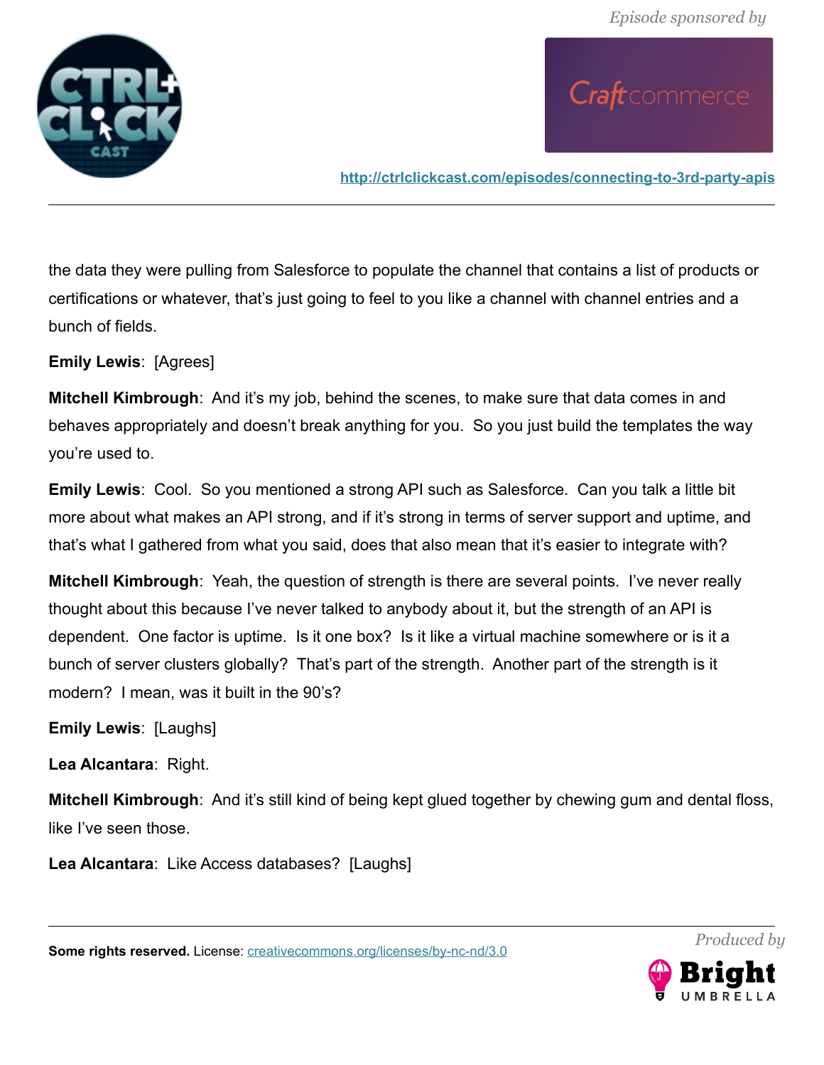the data they were pulling from Salesforce to populate the channel that contains a list of products or certifications or whatever, that's just going to feel to you like a channel with channel entries and a bunch of fields.

**Emily Lewis**: [Agrees]

**Mitchell Kimbrough**: And it's my job, behind the scenes, to make sure that data comes in and behaves appropriately and doesn't break anything for you. So you just build the templates the way you're used to.

**Emily Lewis**: Cool. So you mentioned a strong API such as Salesforce. Can you talk a little bit more about what makes an API strong, and if it's strong in terms of server support and uptime, and that's what I gathered from what you said, does that also mean that it's easier to integrate with?

**Mitchell Kimbrough**: Yeah, the question of strength is there are several points. I've never really thought about this because I've never talked to anybody about it, but the strength of an API is dependent. One factor is uptime. Is it one box? Is it like a virtual machine somewhere or is it a bunch of server clusters globally? That's part of the strength. Another part of the strength is it modern? I mean, was it built in the 90's?

**Emily Lewis**: [Laughs]

**Lea Alcantara**: Right.

**Mitchell Kimbrough**: And it's still kind of being kept glued together by chewing gum and dental floss, like I've seen those.

**Lea Alcantara**: Like Access databases? [Laughs]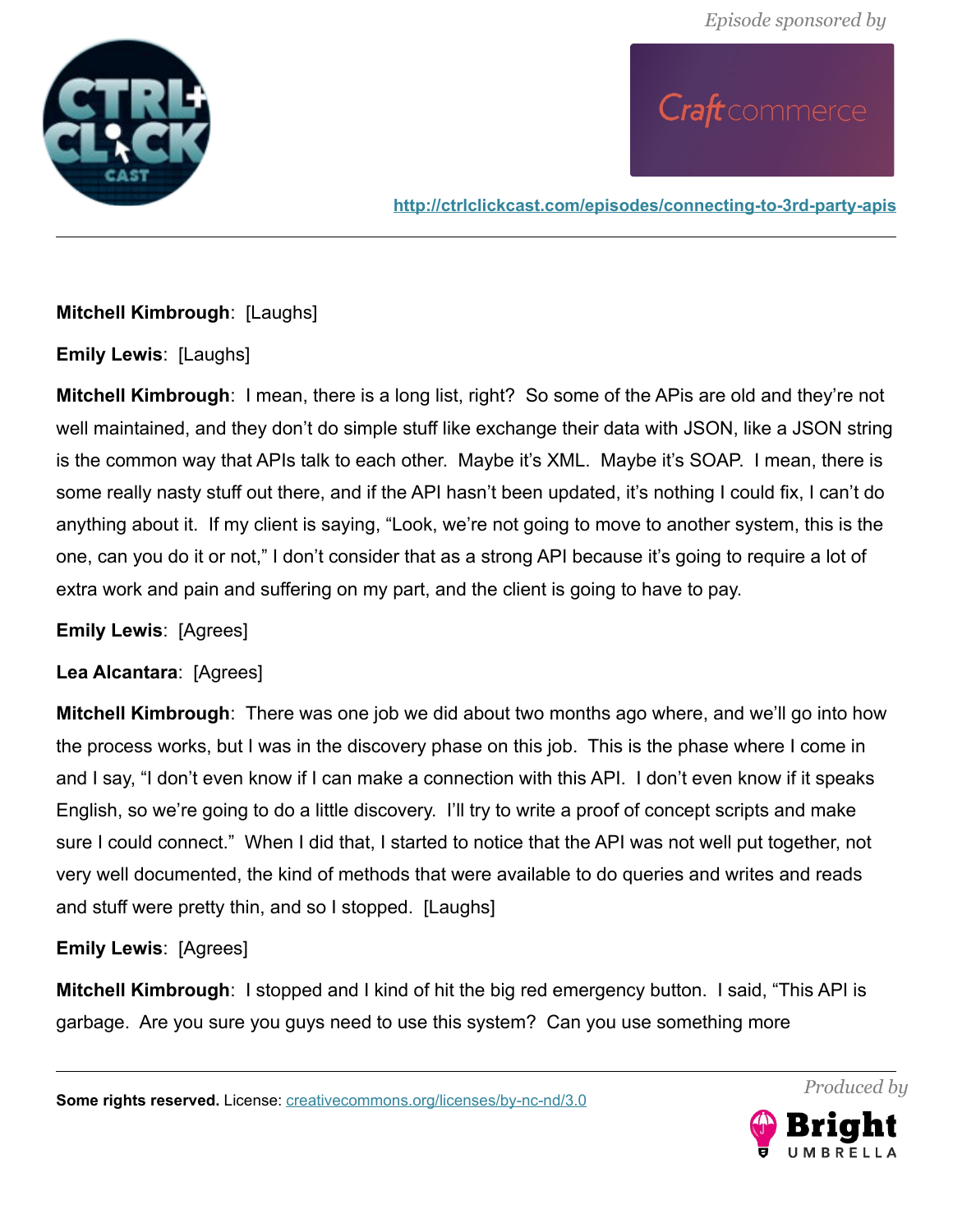**Mitchell Kimbrough**: [Laughs]

**Emily Lewis**: [Laughs]

**Mitchell Kimbrough**: I mean, there is a long list, right? So some of the APis are old and they're not well maintained, and they don't do simple stuff like exchange their data with JSON, like a JSON string is the common way that APIs talk to each other. Maybe it's XML. Maybe it's SOAP. I mean, there is some really nasty stuff out there, and if the API hasn't been updated, it's nothing I could fix, I can't do anything about it. If my client is saying, "Look, we're not going to move to another system, this is the one, can you do it or not," I don't consider that as a strong API because it's going to require a lot of extra work and pain and suffering on my part, and the client is going to have to pay.

**Emily Lewis**: [Agrees]

**Lea Alcantara**: [Agrees]

**Mitchell Kimbrough**: There was one job we did about two months ago where, and we'll go into how the process works, but I was in the discovery phase on this job. This is the phase where I come in and I say, "I don't even know if I can make a connection with this API. I don't even know if it speaks English, so we're going to do a little discovery. I'll try to write a proof of concept scripts and make sure I could connect." When I did that, I started to notice that the API was not well put together, not very well documented, the kind of methods that were available to do queries and writes and reads and stuff were pretty thin, and so I stopped. [Laughs]

**Emily Lewis**: [Agrees]

**Mitchell Kimbrough**: I stopped and I kind of hit the big red emergency button. I said, "This API is garbage. Are you sure you guys need to use this system? Can you use something more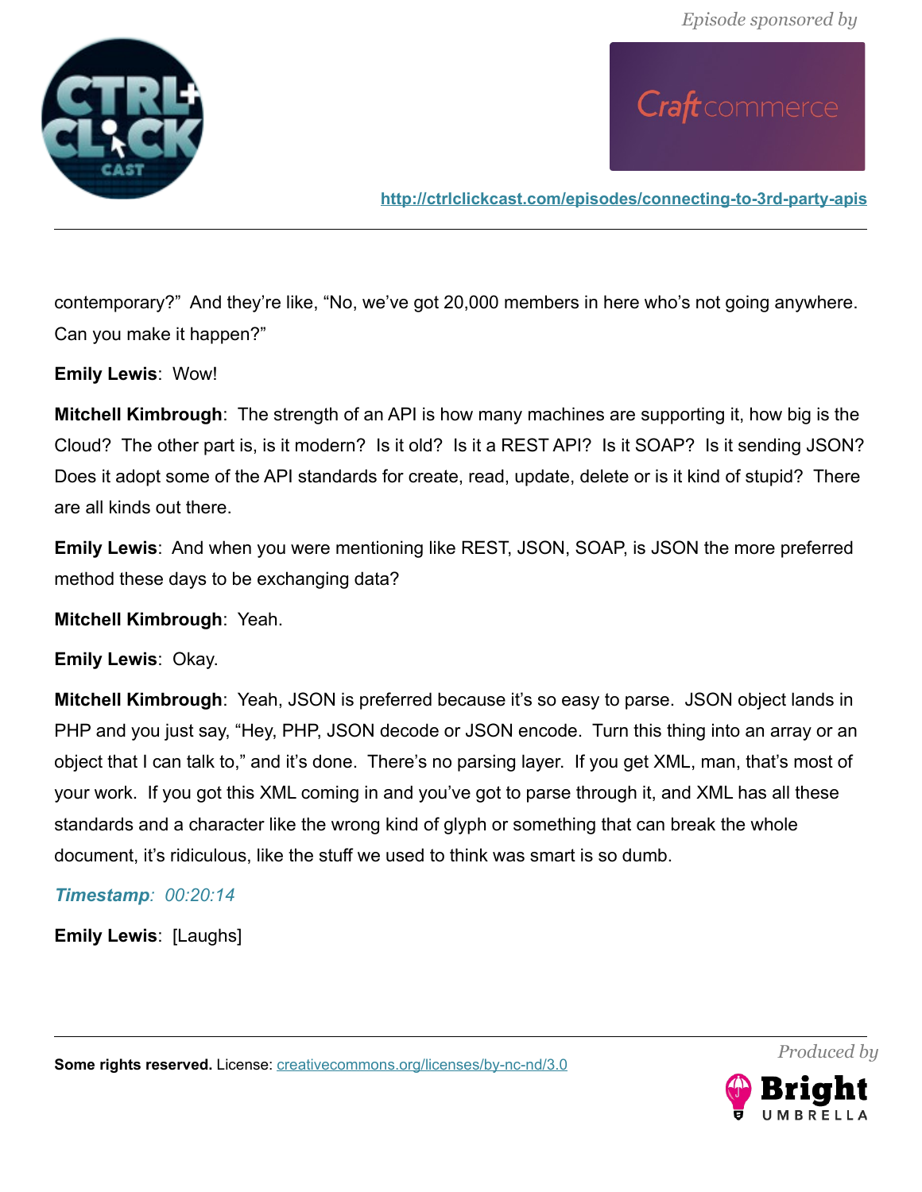contemporary?" And they're like, "No, we've got 20,000 members in here who's not going anywhere. Can you make it happen?"

**Emily Lewis**: Wow!

**Mitchell Kimbrough**: The strength of an API is how many machines are supporting it, how big is the Cloud? The other part is, is it modern? Is it old? Is it a REST API? Is it SOAP? Is it sending JSON? Does it adopt some of the API standards for create, read, update, delete or is it kind of stupid? There are all kinds out there.

**Emily Lewis**: And when you were mentioning like REST, JSON, SOAP, is JSON the more preferred method these days to be exchanging data?

**Mitchell Kimbrough**: Yeah.

**Emily Lewis**: Okay.

**Mitchell Kimbrough**: Yeah, JSON is preferred because it's so easy to parse. JSON object lands in PHP and you just say, "Hey, PHP, JSON decode or JSON encode. Turn this thing into an array or an object that I can talk to," and it's done. There's no parsing layer. If you get XML, man, that's most of your work. If you got this XML coming in and you've got to parse through it, and XML has all these standards and a character like the wrong kind of glyph or something that can break the whole document, it's ridiculous, like the stuff we used to think was smart is so dumb.

***Timestamp**: 00:20:14*

**Emily Lewis**: [Laughs]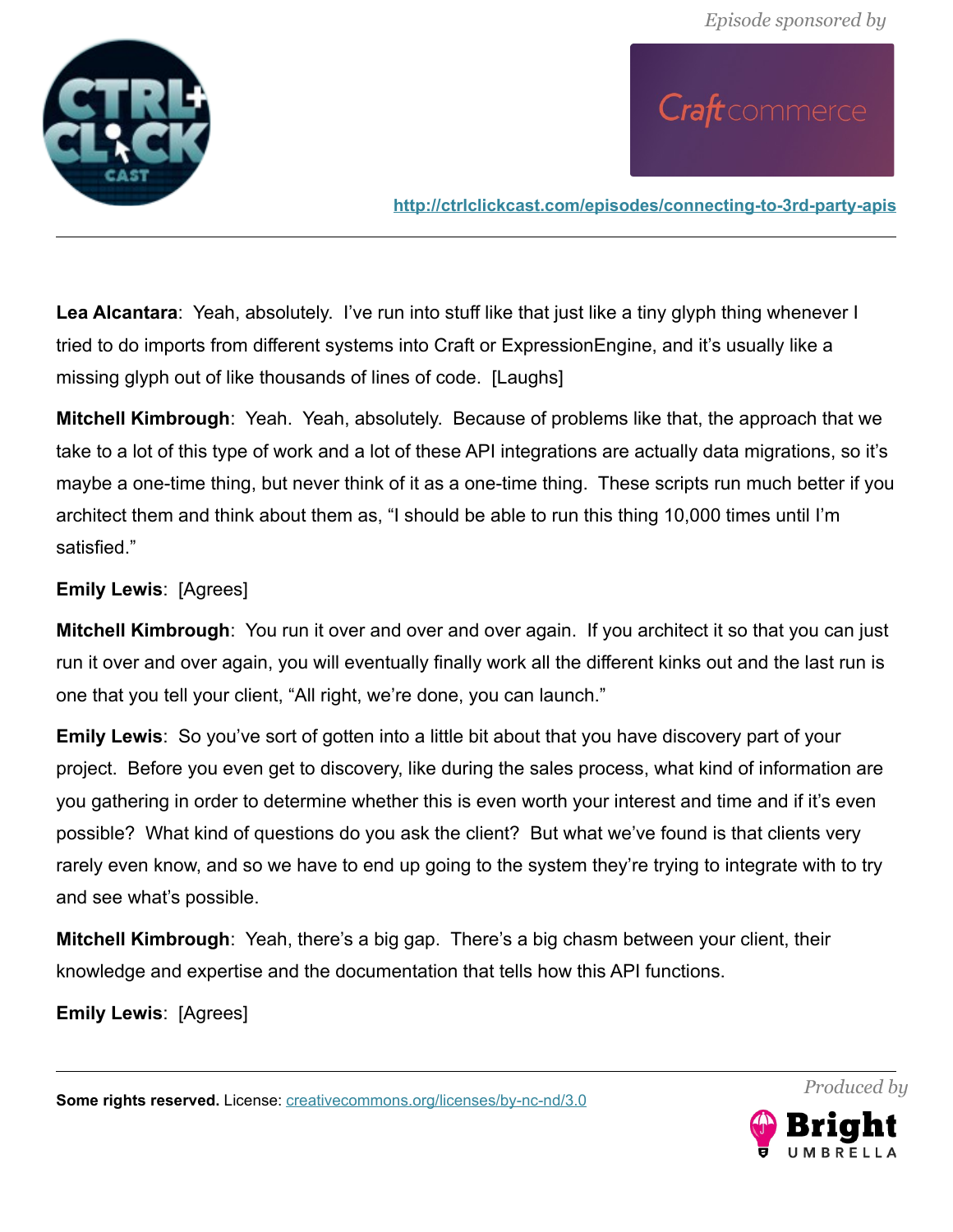**Lea Alcantara**: Yeah, absolutely. I've run into stuff like that just like a tiny glyph thing whenever I tried to do imports from different systems into Craft or ExpressionEngine, and it's usually like a missing glyph out of like thousands of lines of code. [Laughs]

**Mitchell Kimbrough**: Yeah. Yeah, absolutely. Because of problems like that, the approach that we take to a lot of this type of work and a lot of these API integrations are actually data migrations, so it's maybe a one-time thing, but never think of it as a one-time thing. These scripts run much better if you architect them and think about them as, "I should be able to run this thing 10,000 times until I'm satisfied."

**Emily Lewis**: [Agrees]

**Mitchell Kimbrough**: You run it over and over and over again. If you architect it so that you can just run it over and over again, you will eventually finally work all the different kinks out and the last run is one that you tell your client, "All right, we're done, you can launch."

**Emily Lewis**: So you've sort of gotten into a little bit about that you have discovery part of your project. Before you even get to discovery, like during the sales process, what kind of information are you gathering in order to determine whether this is even worth your interest and time and if it's even possible? What kind of questions do you ask the client? But what we've found is that clients very rarely even know, and so we have to end up going to the system they're trying to integrate with to try and see what's possible.

**Mitchell Kimbrough**: Yeah, there's a big gap. There's a big chasm between your client, their knowledge and expertise and the documentation that tells how this API functions.

**Emily Lewis**: [Agrees]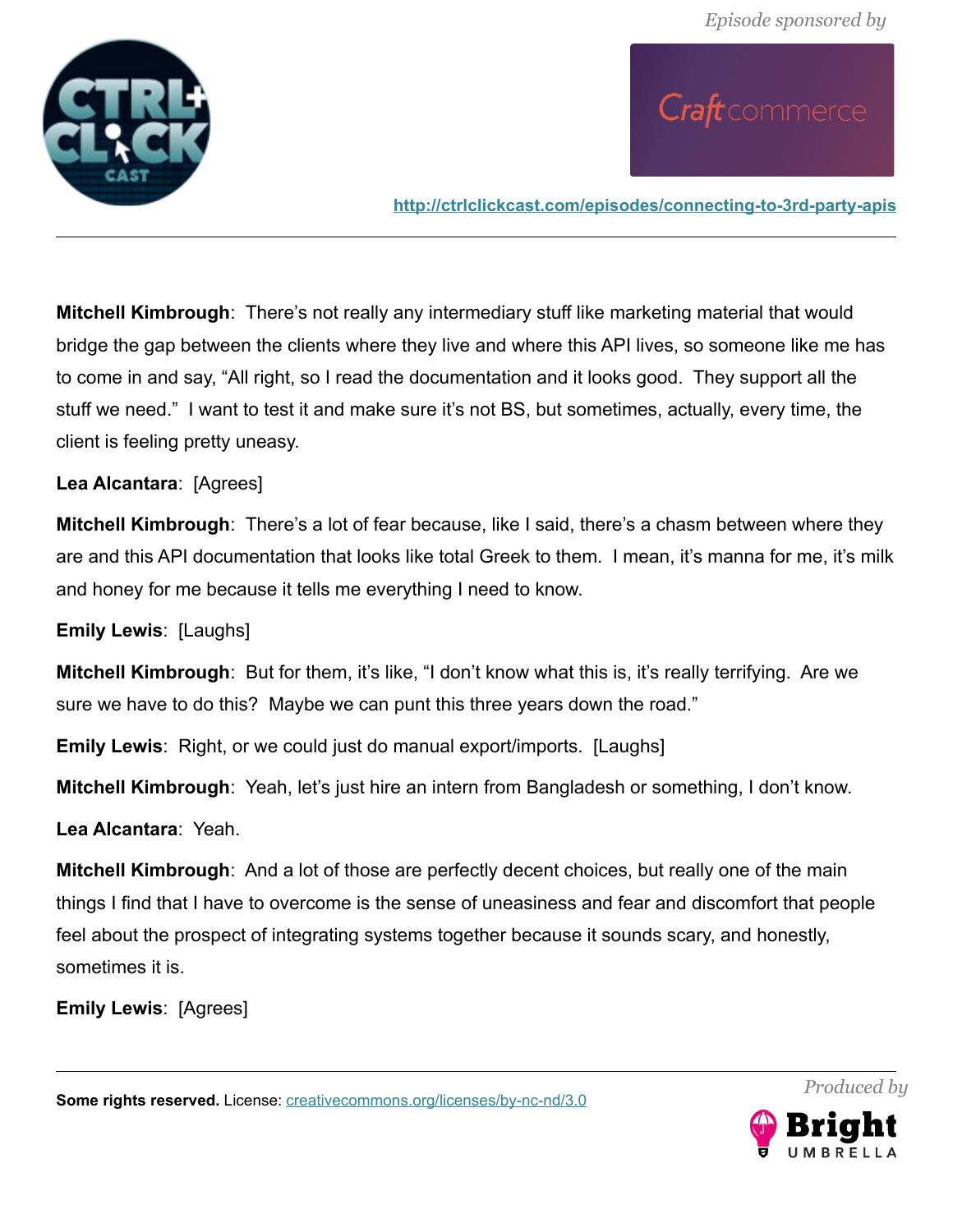**Mitchell Kimbrough**: There's not really any intermediary stuff like marketing material that would bridge the gap between the clients where they live and where this API lives, so someone like me has to come in and say, "All right, so I read the documentation and it looks good. They support all the stuff we need." I want to test it and make sure it's not BS, but sometimes, actually, every time, the client is feeling pretty uneasy.

**Lea Alcantara**: [Agrees]

**Mitchell Kimbrough**: There's a lot of fear because, like I said, there's a chasm between where they are and this API documentation that looks like total Greek to them. I mean, it's manna for me, it's milk and honey for me because it tells me everything I need to know.

**Emily Lewis**: [Laughs]

**Mitchell Kimbrough**: But for them, it's like, "I don't know what this is, it's really terrifying. Are we sure we have to do this? Maybe we can punt this three years down the road."

**Emily Lewis**: Right, or we could just do manual export/imports. [Laughs]

**Mitchell Kimbrough**: Yeah, let's just hire an intern from Bangladesh or something, I don't know.

**Lea Alcantara**: Yeah.

**Mitchell Kimbrough**: And a lot of those are perfectly decent choices, but really one of the main things I find that I have to overcome is the sense of uneasiness and fear and discomfort that people feel about the prospect of integrating systems together because it sounds scary, and honestly, sometimes it is.

**Emily Lewis**: [Agrees]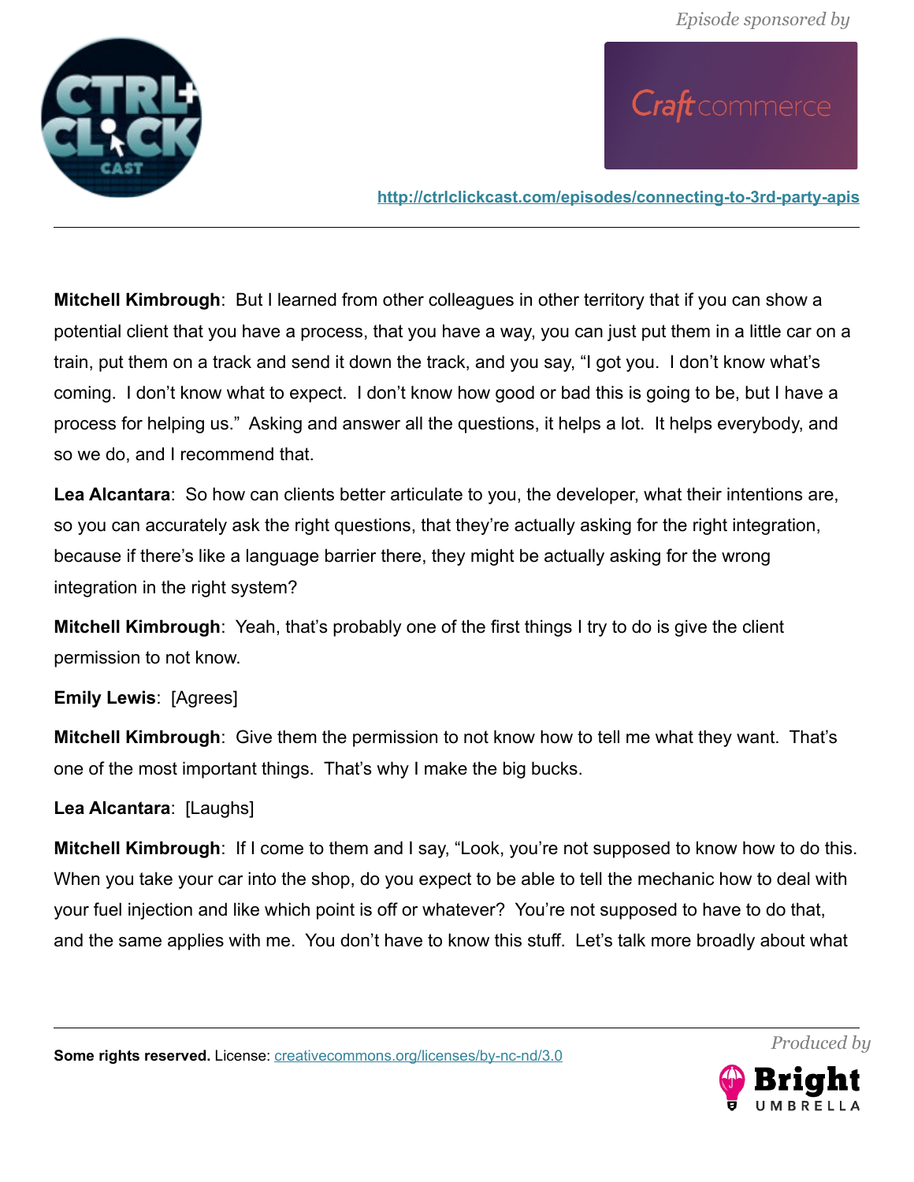**Mitchell Kimbrough**: But I learned from other colleagues in other territory that if you can show a potential client that you have a process, that you have a way, you can just put them in a little car on a train, put them on a track and send it down the track, and you say, "I got you. I don't know what's coming. I don't know what to expect. I don't know how good or bad this is going to be, but I have a process for helping us." Asking and answer all the questions, it helps a lot. It helps everybody, and so we do, and I recommend that.

**Lea Alcantara**: So how can clients better articulate to you, the developer, what their intentions are, so you can accurately ask the right questions, that they're actually asking for the right integration, because if there's like a language barrier there, they might be actually asking for the wrong integration in the right system?

**Mitchell Kimbrough**: Yeah, that's probably one of the first things I try to do is give the client permission to not know.

**Emily Lewis**: [Agrees]

**Mitchell Kimbrough**: Give them the permission to not know how to tell me what they want. That's one of the most important things. That's why I make the big bucks.

**Lea Alcantara**: [Laughs]

**Mitchell Kimbrough**: If I come to them and I say, "Look, you're not supposed to know how to do this. When you take your car into the shop, do you expect to be able to tell the mechanic how to deal with your fuel injection and like which point is off or whatever? You're not supposed to have to do that, and the same applies with me. You don't have to know this stuff. Let's talk more broadly about what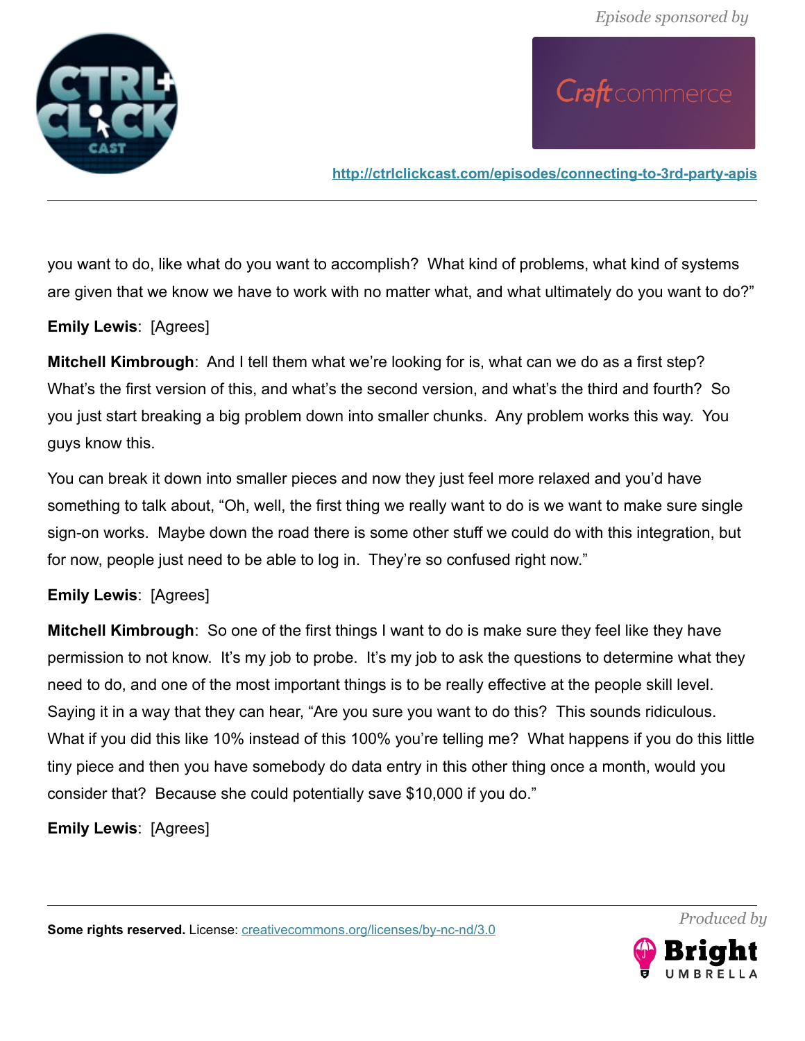you want to do, like what do you want to accomplish? What kind of problems, what kind of systems are given that we know we have to work with no matter what, and what ultimately do you want to do?"

**Emily Lewis**: [Agrees]

**Mitchell Kimbrough**: And I tell them what we're looking for is, what can we do as a first step? What's the first version of this, and what's the second version, and what's the third and fourth? So you just start breaking a big problem down into smaller chunks. Any problem works this way. You guys know this.

You can break it down into smaller pieces and now they just feel more relaxed and you'd have something to talk about, "Oh, well, the first thing we really want to do is we want to make sure single sign-on works. Maybe down the road there is some other stuff we could do with this integration, but for now, people just need to be able to log in. They're so confused right now."

**Emily Lewis**: [Agrees]

**Mitchell Kimbrough**: So one of the first things I want to do is make sure they feel like they have permission to not know. It's my job to probe. It's my job to ask the questions to determine what they need to do, and one of the most important things is to be really effective at the people skill level. Saying it in a way that they can hear, "Are you sure you want to do this? This sounds ridiculous. What if you did this like 10% instead of this 100% you're telling me? What happens if you do this little tiny piece and then you have somebody do data entry in this other thing once a month, would you consider that? Because she could potentially save $10,000 if you do."

**Emily Lewis**: [Agrees]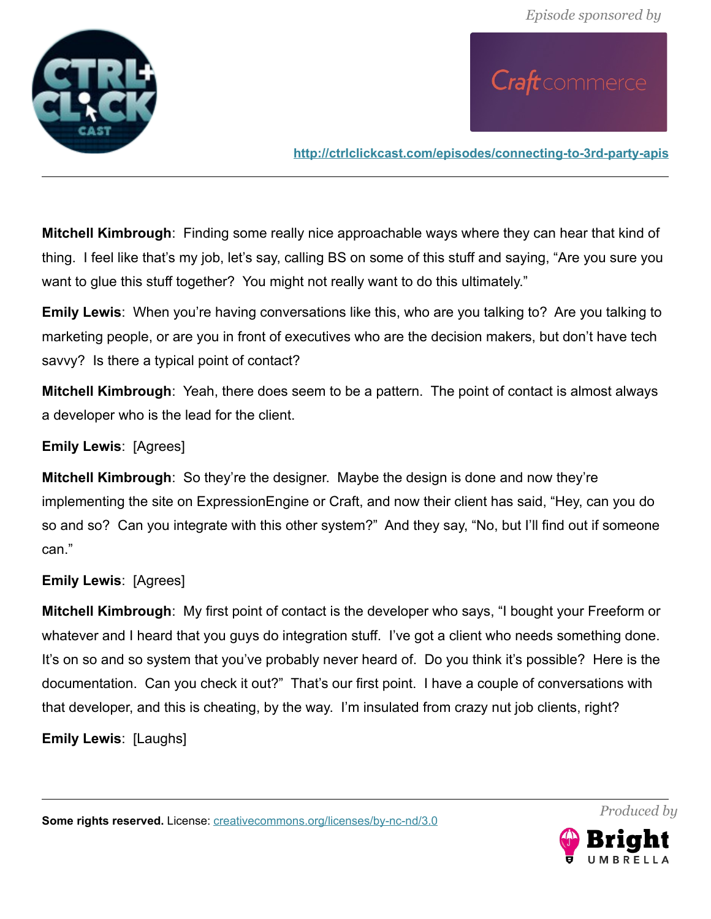**Mitchell Kimbrough**: Finding some really nice approachable ways where they can hear that kind of thing. I feel like that's my job, let's say, calling BS on some of this stuff and saying, "Are you sure you want to glue this stuff together? You might not really want to do this ultimately."

**Emily Lewis**: When you're having conversations like this, who are you talking to? Are you talking to marketing people, or are you in front of executives who are the decision makers, but don't have tech savvy? Is there a typical point of contact?

**Mitchell Kimbrough**: Yeah, there does seem to be a pattern. The point of contact is almost always a developer who is the lead for the client.

**Emily Lewis**: [Agrees]

**Mitchell Kimbrough**: So they're the designer. Maybe the design is done and now they're implementing the site on ExpressionEngine or Craft, and now their client has said, "Hey, can you do so and so? Can you integrate with this other system?" And they say, "No, but I'll find out if someone can."

**Emily Lewis**: [Agrees]

**Mitchell Kimbrough**: My first point of contact is the developer who says, "I bought your Freeform or whatever and I heard that you guys do integration stuff. I've got a client who needs something done. It's on so and so system that you've probably never heard of. Do you think it's possible? Here is the documentation. Can you check it out?" That's our first point. I have a couple of conversations with that developer, and this is cheating, by the way. I'm insulated from crazy nut job clients, right?

**Emily Lewis**: [Laughs]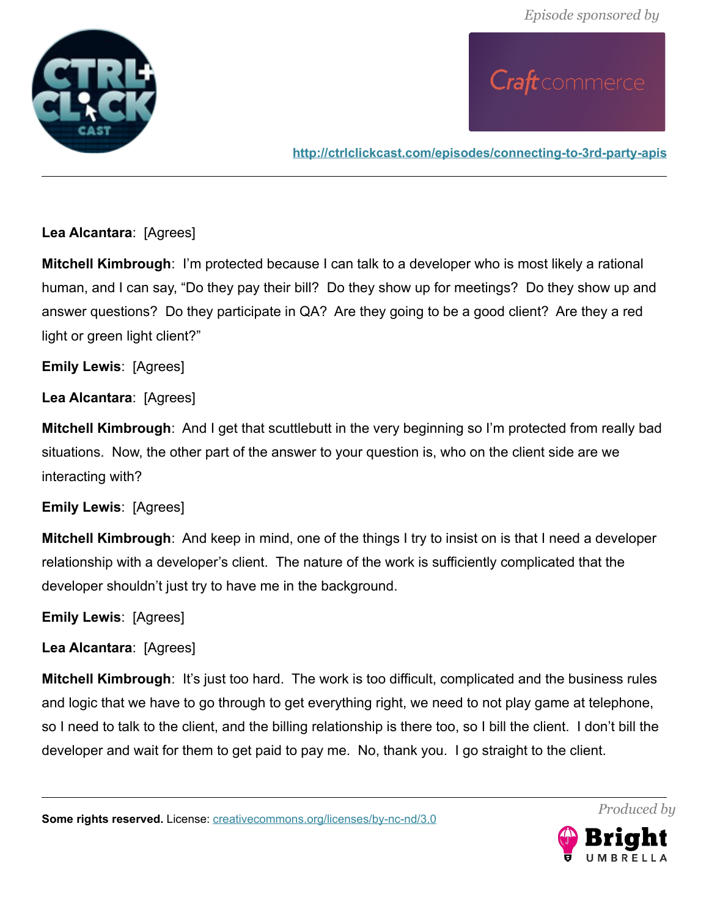**Lea Alcantara**: [Agrees]

**Mitchell Kimbrough**: I'm protected because I can talk to a developer who is most likely a rational human, and I can say, "Do they pay their bill? Do they show up for meetings? Do they show up and answer questions? Do they participate in QA? Are they going to be a good client? Are they a red light or green light client?"

**Emily Lewis**: [Agrees]

**Lea Alcantara**: [Agrees]

**Mitchell Kimbrough**: And I get that scuttlebutt in the very beginning so I'm protected from really bad situations. Now, the other part of the answer to your question is, who on the client side are we interacting with?

**Emily Lewis**: [Agrees]

**Mitchell Kimbrough**: And keep in mind, one of the things I try to insist on is that I need a developer relationship with a developer's client. The nature of the work is sufficiently complicated that the developer shouldn't just try to have me in the background.

**Emily Lewis**: [Agrees]

**Lea Alcantara**: [Agrees]

**Mitchell Kimbrough**: It's just too hard. The work is too difficult, complicated and the business rules and logic that we have to go through to get everything right, we need to not play game at telephone, so I need to talk to the client, and the billing relationship is there too, so I bill the client. I don't bill the developer and wait for them to get paid to pay me. No, thank you. I go straight to the client.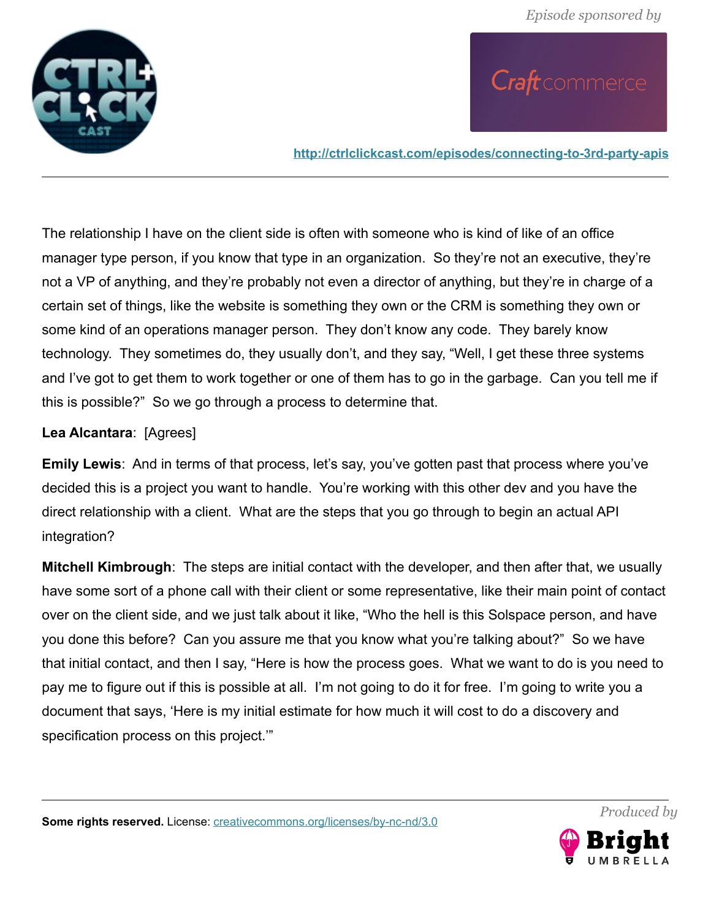The relationship I have on the client side is often with someone who is kind of like of an office manager type person, if you know that type in an organization. So they're not an executive, they're not a VP of anything, and they're probably not even a director of anything, but they're in charge of a certain set of things, like the website is something they own or the CRM is something they own or some kind of an operations manager person. They don't know any code. They barely know technology. They sometimes do, they usually don't, and they say, "Well, I get these three systems and I've got to get them to work together or one of them has to go in the garbage. Can you tell me if this is possible?" So we go through a process to determine that.

**Lea Alcantara**: [Agrees]

**Emily Lewis**: And in terms of that process, let's say, you've gotten past that process where you've decided this is a project you want to handle. You're working with this other dev and you have the direct relationship with a client. What are the steps that you go through to begin an actual API integration?

**Mitchell Kimbrough**: The steps are initial contact with the developer, and then after that, we usually have some sort of a phone call with their client or some representative, like their main point of contact over on the client side, and we just talk about it like, "Who the hell is this Solspace person, and have you done this before? Can you assure me that you know what you're talking about?" So we have that initial contact, and then I say, "Here is how the process goes. What we want to do is you need to pay me to figure out if this is possible at all. I'm not going to do it for free. I'm going to write you a document that says, 'Here is my initial estimate for how much it will cost to do a discovery and specification process on this project.'"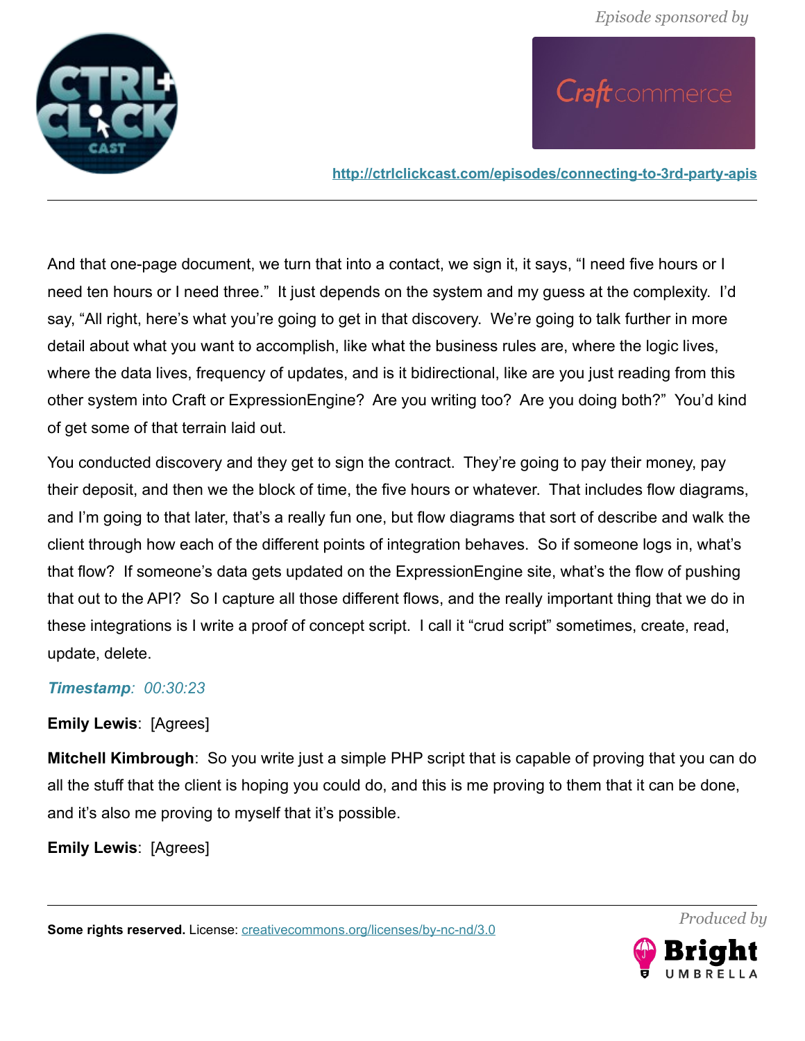And that one-page document, we turn that into a contact, we sign it, it says, "I need five hours or I need ten hours or I need three." It just depends on the system and my guess at the complexity. I'd say, "All right, here's what you're going to get in that discovery. We're going to talk further in more detail about what you want to accomplish, like what the business rules are, where the logic lives, where the data lives, frequency of updates, and is it bidirectional, like are you just reading from this other system into Craft or ExpressionEngine? Are you writing too? Are you doing both?" You'd kind of get some of that terrain laid out.

You conducted discovery and they get to sign the contract. They're going to pay their money, pay their deposit, and then we the block of time, the five hours or whatever. That includes flow diagrams, and I'm going to that later, that's a really fun one, but flow diagrams that sort of describe and walk the client through how each of the different points of integration behaves. So if someone logs in, what's that flow? If someone's data gets updated on the ExpressionEngine site, what's the flow of pushing that out to the API? So I capture all those different flows, and the really important thing that we do in these integrations is I write a proof of concept script. I call it "crud script" sometimes, create, read, update, delete.

***Timestamp**: 00:30:23*

**Emily Lewis**: [Agrees]

**Mitchell Kimbrough**: So you write just a simple PHP script that is capable of proving that you can do all the stuff that the client is hoping you could do, and this is me proving to them that it can be done, and it's also me proving to myself that it's possible.

**Emily Lewis**: [Agrees]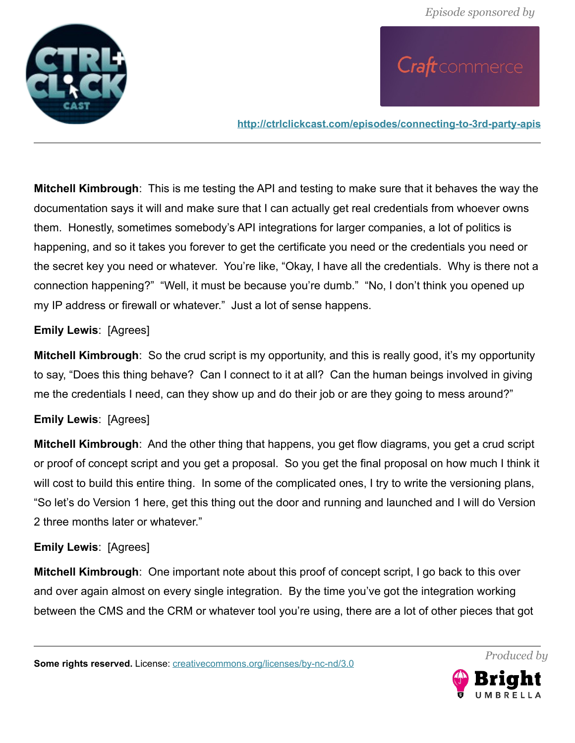**Mitchell Kimbrough**: This is me testing the API and testing to make sure that it behaves the way the documentation says it will and make sure that I can actually get real credentials from whoever owns them. Honestly, sometimes somebody's API integrations for larger companies, a lot of politics is happening, and so it takes you forever to get the certificate you need or the credentials you need or the secret key you need or whatever. You're like, "Okay, I have all the credentials. Why is there not a connection happening?" "Well, it must be because you're dumb." "No, I don't think you opened up my IP address or firewall or whatever." Just a lot of sense happens.

**Emily Lewis**: [Agrees]

**Mitchell Kimbrough**: So the crud script is my opportunity, and this is really good, it's my opportunity to say, "Does this thing behave? Can I connect to it at all? Can the human beings involved in giving me the credentials I need, can they show up and do their job or are they going to mess around?"

**Emily Lewis**: [Agrees]

**Mitchell Kimbrough**: And the other thing that happens, you get flow diagrams, you get a crud script or proof of concept script and you get a proposal. So you get the final proposal on how much I think it will cost to build this entire thing. In some of the complicated ones, I try to write the versioning plans, "So let's do Version 1 here, get this thing out the door and running and launched and I will do Version 2 three months later or whatever."

**Emily Lewis**: [Agrees]

**Mitchell Kimbrough**: One important note about this proof of concept script, I go back to this over and over again almost on every single integration. By the time you've got the integration working between the CMS and the CRM or whatever tool you're using, there are a lot of other pieces that got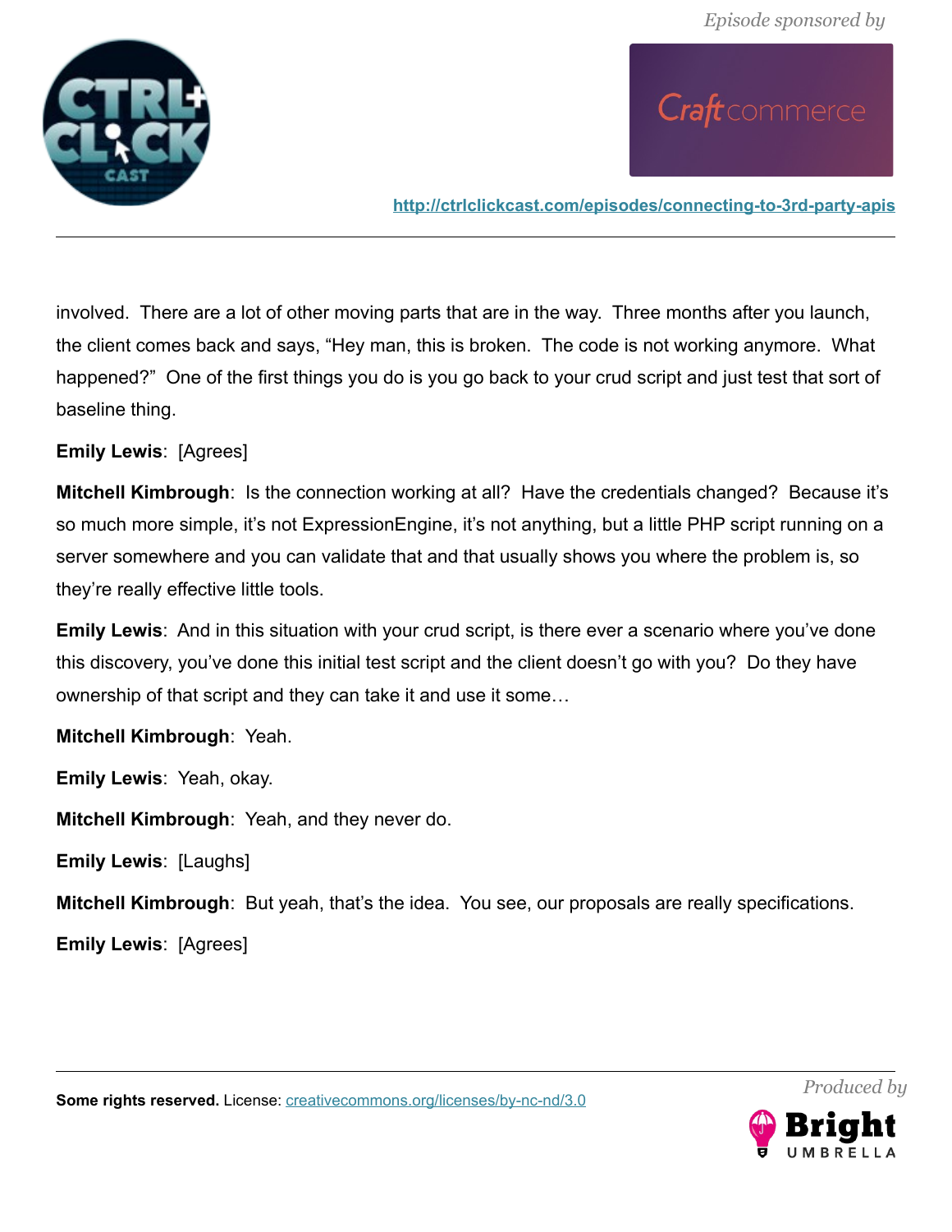involved. There are a lot of other moving parts that are in the way. Three months after you launch, the client comes back and says, "Hey man, this is broken. The code is not working anymore. What happened?" One of the first things you do is you go back to your crud script and just test that sort of baseline thing.

**Emily Lewis**: [Agrees]

**Mitchell Kimbrough**: Is the connection working at all? Have the credentials changed? Because it's so much more simple, it's not ExpressionEngine, it's not anything, but a little PHP script running on a server somewhere and you can validate that and that usually shows you where the problem is, so they're really effective little tools.

**Emily Lewis**: And in this situation with your crud script, is there ever a scenario where you've done this discovery, you've done this initial test script and the client doesn't go with you? Do they have ownership of that script and they can take it and use it some…

**Mitchell Kimbrough**: Yeah.

**Emily Lewis**: Yeah, okay.

**Mitchell Kimbrough**: Yeah, and they never do.

**Emily Lewis**: [Laughs]

**Mitchell Kimbrough**: But yeah, that's the idea. You see, our proposals are really specifications.

**Emily Lewis**: [Agrees]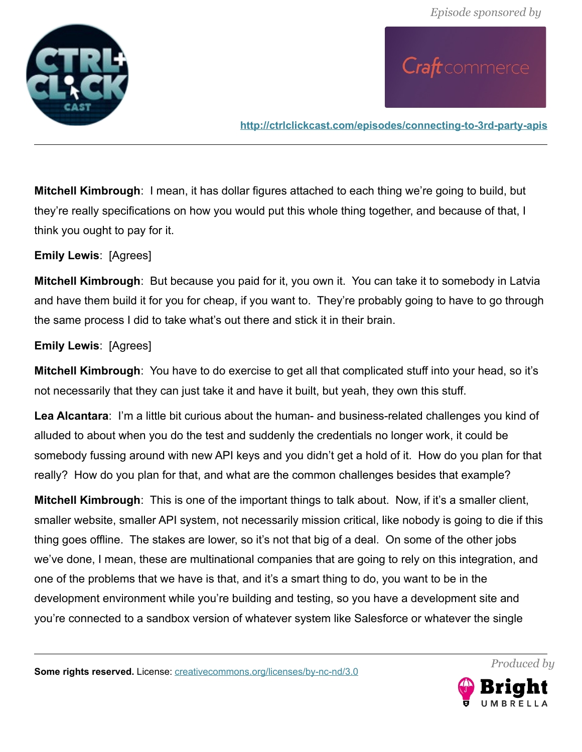**Mitchell Kimbrough**: I mean, it has dollar figures attached to each thing we're going to build, but they're really specifications on how you would put this whole thing together, and because of that, I think you ought to pay for it.

**Emily Lewis**: [Agrees]

**Mitchell Kimbrough**: But because you paid for it, you own it. You can take it to somebody in Latvia and have them build it for you for cheap, if you want to. They're probably going to have to go through the same process I did to take what's out there and stick it in their brain.

**Emily Lewis**: [Agrees]

**Mitchell Kimbrough**: You have to do exercise to get all that complicated stuff into your head, so it's not necessarily that they can just take it and have it built, but yeah, they own this stuff.

**Lea Alcantara**: I'm a little bit curious about the human- and business-related challenges you kind of alluded to about when you do the test and suddenly the credentials no longer work, it could be somebody fussing around with new API keys and you didn't get a hold of it. How do you plan for that really? How do you plan for that, and what are the common challenges besides that example?

**Mitchell Kimbrough**: This is one of the important things to talk about. Now, if it's a smaller client, smaller website, smaller API system, not necessarily mission critical, like nobody is going to die if this thing goes offline. The stakes are lower, so it's not that big of a deal. On some of the other jobs we've done, I mean, these are multinational companies that are going to rely on this integration, and one of the problems that we have is that, and it's a smart thing to do, you want to be in the development environment while you're building and testing, so you have a development site and you're connected to a sandbox version of whatever system like Salesforce or whatever the single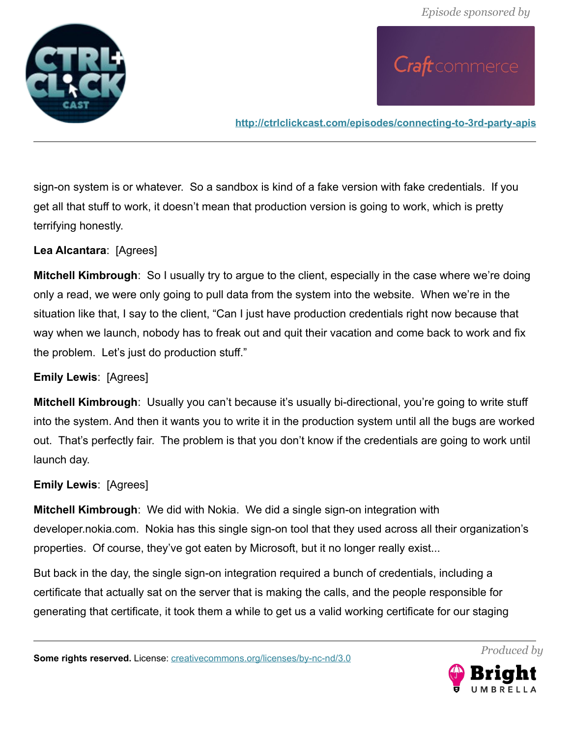sign-on system is or whatever. So a sandbox is kind of a fake version with fake credentials. If you get all that stuff to work, it doesn't mean that production version is going to work, which is pretty terrifying honestly.

**Lea Alcantara**: [Agrees]

**Mitchell Kimbrough**: So I usually try to argue to the client, especially in the case where we're doing only a read, we were only going to pull data from the system into the website. When we're in the situation like that, I say to the client, "Can I just have production credentials right now because that way when we launch, nobody has to freak out and quit their vacation and come back to work and fix the problem. Let's just do production stuff."

**Emily Lewis**: [Agrees]

**Mitchell Kimbrough**: Usually you can't because it's usually bi-directional, you're going to write stuff into the system. And then it wants you to write it in the production system until all the bugs are worked out. That's perfectly fair. The problem is that you don't know if the credentials are going to work until launch day.

**Emily Lewis**: [Agrees]

**Mitchell Kimbrough**: We did with Nokia. We did a single sign-on integration with developer.nokia.com. Nokia has this single sign-on tool that they used across all their organization's properties. Of course, they've got eaten by Microsoft, but it no longer really exist...

But back in the day, the single sign-on integration required a bunch of credentials, including a certificate that actually sat on the server that is making the calls, and the people responsible for generating that certificate, it took them a while to get us a valid working certificate for our staging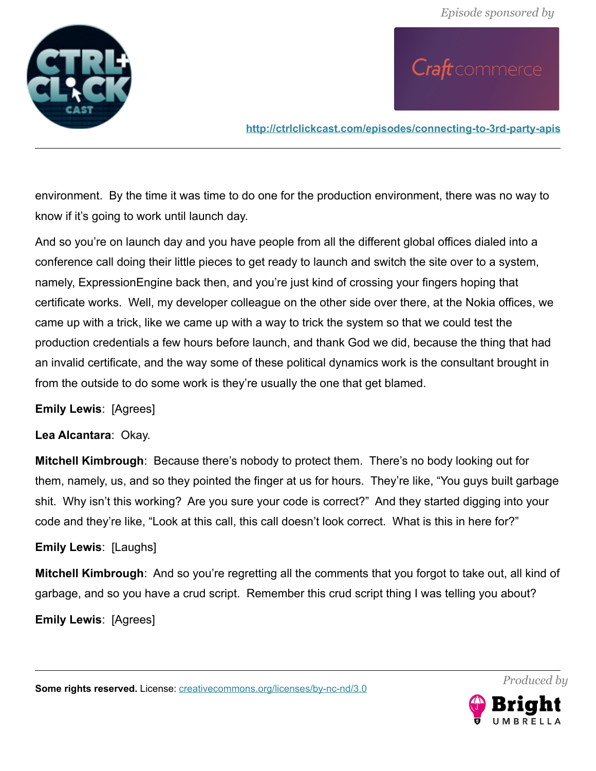environment. By the time it was time to do one for the production environment, there was no way to know if it's going to work until launch day.

And so you're on launch day and you have people from all the different global offices dialed into a conference call doing their little pieces to get ready to launch and switch the site over to a system, namely, ExpressionEngine back then, and you're just kind of crossing your fingers hoping that certificate works. Well, my developer colleague on the other side over there, at the Nokia offices, we came up with a trick, like we came up with a way to trick the system so that we could test the production credentials a few hours before launch, and thank God we did, because the thing that had an invalid certificate, and the way some of these political dynamics work is the consultant brought in from the outside to do some work is they're usually the one that get blamed.

**Emily Lewis**: [Agrees]

**Lea Alcantara**: Okay.

**Mitchell Kimbrough**: Because there's nobody to protect them. There's no body looking out for them, namely, us, and so they pointed the finger at us for hours. They're like, "You guys built garbage shit. Why isn't this working? Are you sure your code is correct?" And they started digging into your code and they're like, "Look at this call, this call doesn't look correct. What is this in here for?"

**Emily Lewis**: [Laughs]

**Mitchell Kimbrough**: And so you're regretting all the comments that you forgot to take out, all kind of garbage, and so you have a crud script. Remember this crud script thing I was telling you about?

**Emily Lewis**: [Agrees]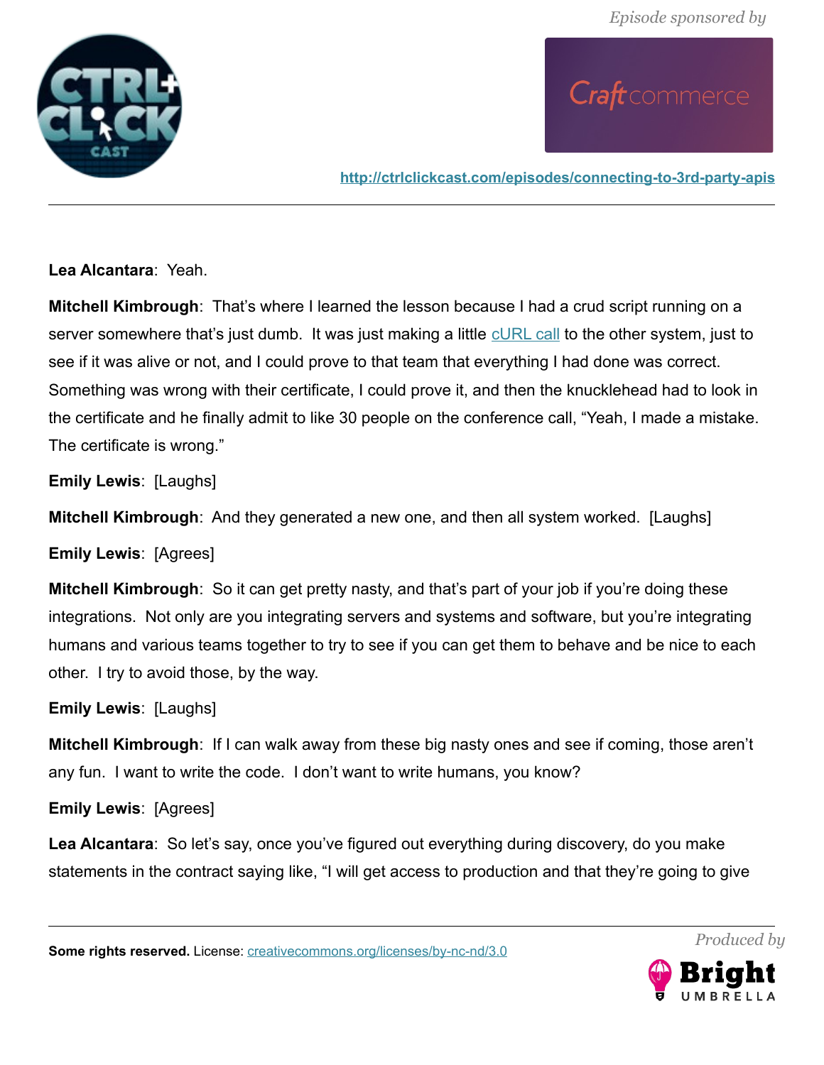**Lea Alcantara**: Yeah.

**Mitchell Kimbrough**: That's where I learned the lesson because I had a crud script running on a server somewhere that's just dumb. It was just making a little [cURL call](#) to the other system, just to see if it was alive or not, and I could prove to that team that everything I had done was correct. Something was wrong with their certificate, I could prove it, and then the knucklehead had to look in the certificate and he finally admit to like 30 people on the conference call, "Yeah, I made a mistake. The certificate is wrong."

**Emily Lewis**: [Laughs]

**Mitchell Kimbrough**: And they generated a new one, and then all system worked. [Laughs]

**Emily Lewis**: [Agrees]

**Mitchell Kimbrough**: So it can get pretty nasty, and that's part of your job if you're doing these integrations. Not only are you integrating servers and systems and software, but you're integrating humans and various teams together to try to see if you can get them to behave and be nice to each other. I try to avoid those, by the way.

**Emily Lewis**: [Laughs]

**Mitchell Kimbrough**: If I can walk away from these big nasty ones and see if coming, those aren't any fun. I want to write the code. I don't want to write humans, you know?

**Emily Lewis**: [Agrees]

**Lea Alcantara**: So let's say, once you've figured out everything during discovery, do you make statements in the contract saying like, "I will get access to production and that they're going to give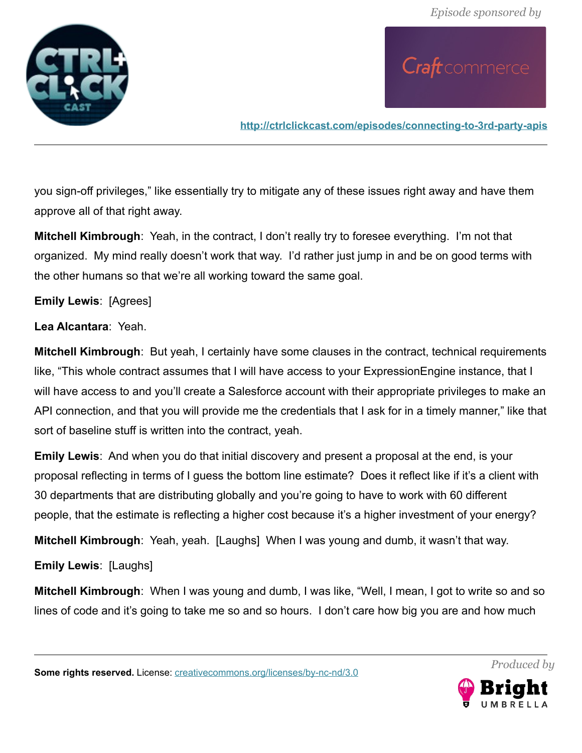you sign-off privileges," like essentially try to mitigate any of these issues right away and have them approve all of that right away.

**Mitchell Kimbrough**: Yeah, in the contract, I don't really try to foresee everything. I'm not that organized. My mind really doesn't work that way. I'd rather just jump in and be on good terms with the other humans so that we're all working toward the same goal.

**Emily Lewis**: [Agrees]

**Lea Alcantara**: Yeah.

**Mitchell Kimbrough**: But yeah, I certainly have some clauses in the contract, technical requirements like, "This whole contract assumes that I will have access to your ExpressionEngine instance, that I will have access to and you'll create a Salesforce account with their appropriate privileges to make an API connection, and that you will provide me the credentials that I ask for in a timely manner," like that sort of baseline stuff is written into the contract, yeah.

**Emily Lewis**: And when you do that initial discovery and present a proposal at the end, is your proposal reflecting in terms of I guess the bottom line estimate? Does it reflect like if it's a client with 30 departments that are distributing globally and you're going to have to work with 60 different people, that the estimate is reflecting a higher cost because it's a higher investment of your energy?

**Mitchell Kimbrough**: Yeah, yeah. [Laughs] When I was young and dumb, it wasn't that way.

**Emily Lewis**: [Laughs]

**Mitchell Kimbrough**: When I was young and dumb, I was like, "Well, I mean, I got to write so and so lines of code and it's going to take me so and so hours. I don't care how big you are and how much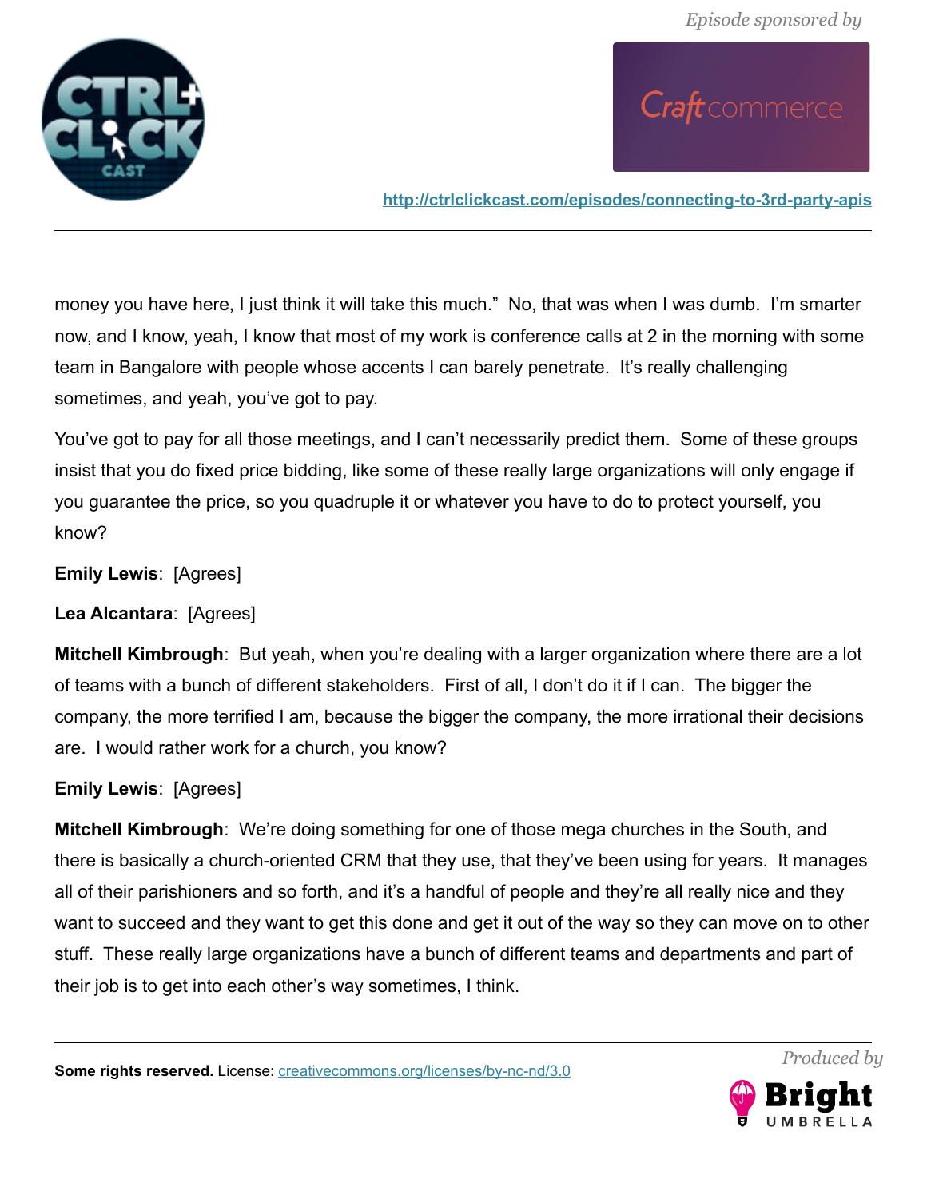money you have here, I just think it will take this much." No, that was when I was dumb. I'm smarter now, and I know, yeah, I know that most of my work is conference calls at 2 in the morning with some team in Bangalore with people whose accents I can barely penetrate. It's really challenging sometimes, and yeah, you've got to pay.

You've got to pay for all those meetings, and I can't necessarily predict them. Some of these groups insist that you do fixed price bidding, like some of these really large organizations will only engage if you guarantee the price, so you quadruple it or whatever you have to do to protect yourself, you know?

**Emily Lewis**: [Agrees]

**Lea Alcantara**: [Agrees]

**Mitchell Kimbrough**: But yeah, when you're dealing with a larger organization where there are a lot of teams with a bunch of different stakeholders. First of all, I don't do it if I can. The bigger the company, the more terrified I am, because the bigger the company, the more irrational their decisions are. I would rather work for a church, you know?

**Emily Lewis**: [Agrees]

**Mitchell Kimbrough**: We're doing something for one of those mega churches in the South, and there is basically a church-oriented CRM that they use, that they've been using for years. It manages all of their parishioners and so forth, and it's a handful of people and they're all really nice and they want to succeed and they want to get this done and get it out of the way so they can move on to other stuff. These really large organizations have a bunch of different teams and departments and part of their job is to get into each other's way sometimes, I think.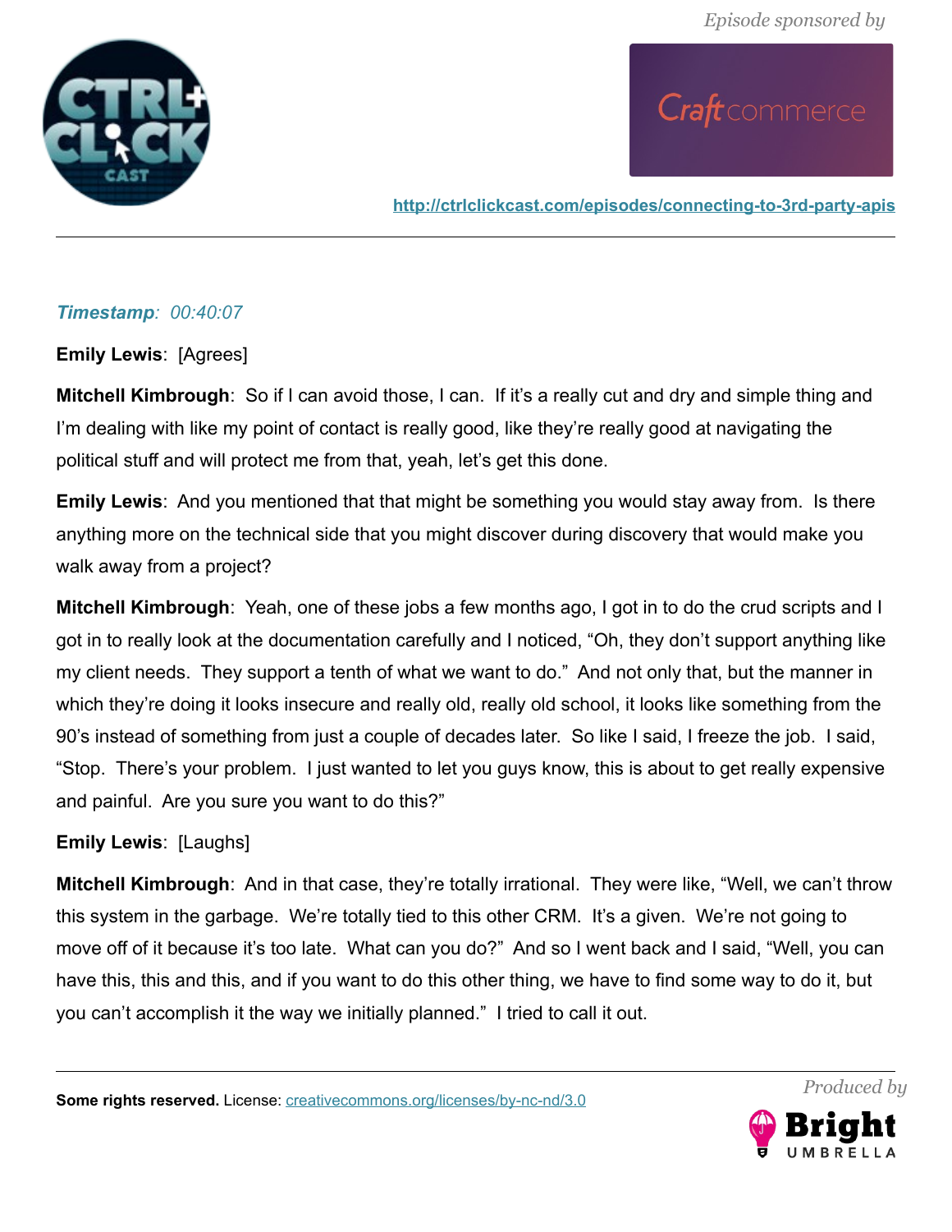***Timestamp**: 00:40:07*

**Emily Lewis**: [Agrees]

**Mitchell Kimbrough**: So if I can avoid those, I can. If it's a really cut and dry and simple thing and I'm dealing with like my point of contact is really good, like they're really good at navigating the political stuff and will protect me from that, yeah, let's get this done.

**Emily Lewis**: And you mentioned that that might be something you would stay away from. Is there anything more on the technical side that you might discover during discovery that would make you walk away from a project?

**Mitchell Kimbrough**: Yeah, one of these jobs a few months ago, I got in to do the crud scripts and I got in to really look at the documentation carefully and I noticed, "Oh, they don't support anything like my client needs. They support a tenth of what we want to do." And not only that, but the manner in which they're doing it looks insecure and really old, really old school, it looks like something from the 90's instead of something from just a couple of decades later. So like I said, I freeze the job. I said, "Stop. There's your problem. I just wanted to let you guys know, this is about to get really expensive and painful. Are you sure you want to do this?"

**Emily Lewis**: [Laughs]

**Mitchell Kimbrough**: And in that case, they're totally irrational. They were like, "Well, we can't throw this system in the garbage. We're totally tied to this other CRM. It's a given. We're not going to move off of it because it's too late. What can you do?" And so I went back and I said, "Well, you can have this, this and this, and if you want to do this other thing, we have to find some way to do it, but you can't accomplish it the way we initially planned." I tried to call it out.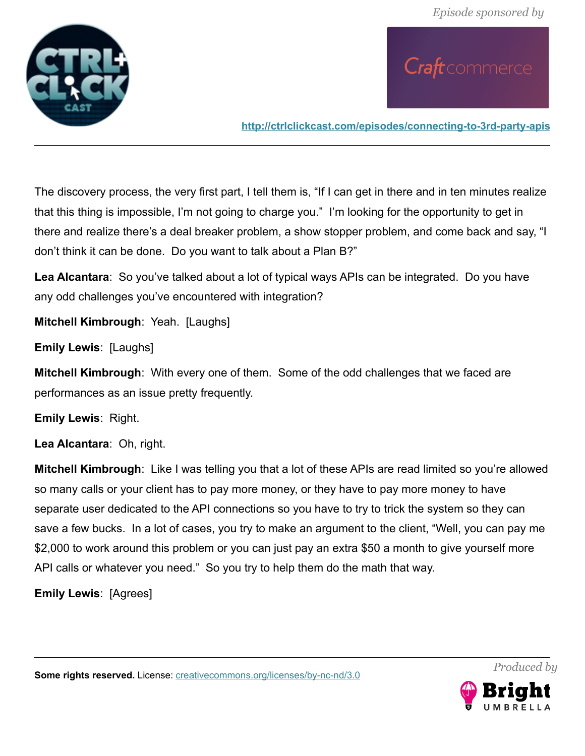The discovery process, the very first part, I tell them is, "If I can get in there and in ten minutes realize that this thing is impossible, I'm not going to charge you." I'm looking for the opportunity to get in there and realize there's a deal breaker problem, a show stopper problem, and come back and say, "I don't think it can be done. Do you want to talk about a Plan B?"

**Lea Alcantara**: So you've talked about a lot of typical ways APIs can be integrated. Do you have any odd challenges you've encountered with integration?

**Mitchell Kimbrough**: Yeah. [Laughs]

**Emily Lewis**: [Laughs]

**Mitchell Kimbrough**: With every one of them. Some of the odd challenges that we faced are performances as an issue pretty frequently.

**Emily Lewis**: Right.

**Lea Alcantara**: Oh, right.

**Mitchell Kimbrough**: Like I was telling you that a lot of these APIs are read limited so you're allowed so many calls or your client has to pay more money, or they have to pay more money to have separate user dedicated to the API connections so you have to try to trick the system so they can save a few bucks. In a lot of cases, you try to make an argument to the client, "Well, you can pay me $2,000 to work around this problem or you can just pay an extra $50 a month to give yourself more API calls or whatever you need." So you try to help them do the math that way.

**Emily Lewis**: [Agrees]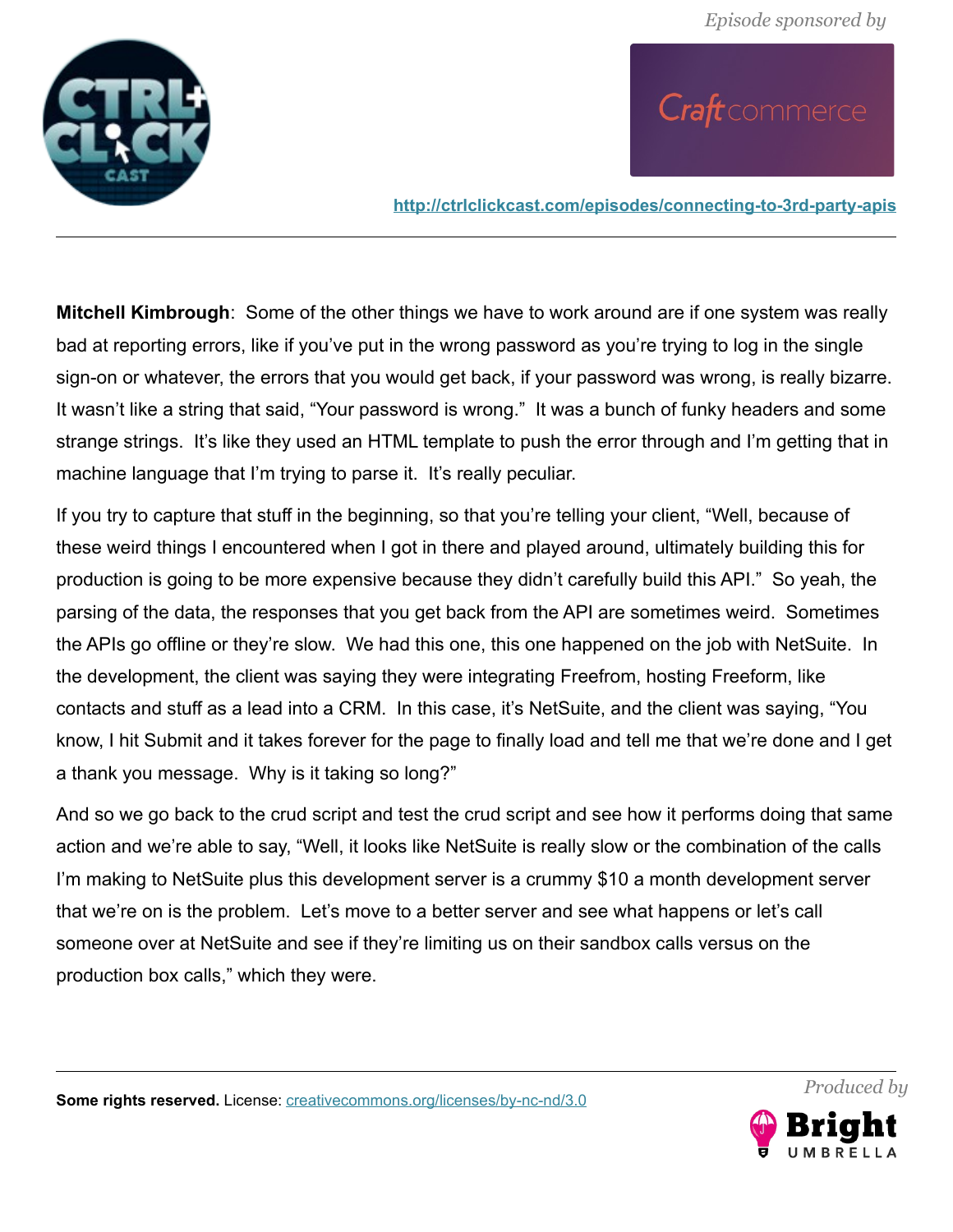**Mitchell Kimbrough**: Some of the other things we have to work around are if one system was really bad at reporting errors, like if you've put in the wrong password as you're trying to log in the single sign-on or whatever, the errors that you would get back, if your password was wrong, is really bizarre. It wasn't like a string that said, "Your password is wrong." It was a bunch of funky headers and some strange strings. It's like they used an HTML template to push the error through and I'm getting that in machine language that I'm trying to parse it. It's really peculiar.

If you try to capture that stuff in the beginning, so that you're telling your client, "Well, because of these weird things I encountered when I got in there and played around, ultimately building this for production is going to be more expensive because they didn't carefully build this API." So yeah, the parsing of the data, the responses that you get back from the API are sometimes weird. Sometimes the APIs go offline or they're slow. We had this one, this one happened on the job with NetSuite. In the development, the client was saying they were integrating Freefrom, hosting Freeform, like contacts and stuff as a lead into a CRM. In this case, it's NetSuite, and the client was saying, "You know, I hit Submit and it takes forever for the page to finally load and tell me that we're done and I get a thank you message. Why is it taking so long?"

And so we go back to the crud script and test the crud script and see how it performs doing that same action and we're able to say, "Well, it looks like NetSuite is really slow or the combination of the calls I'm making to NetSuite plus this development server is a crummy $10 a month development server that we're on is the problem. Let's move to a better server and see what happens or let's call someone over at NetSuite and see if they're limiting us on their sandbox calls versus on the production box calls," which they were.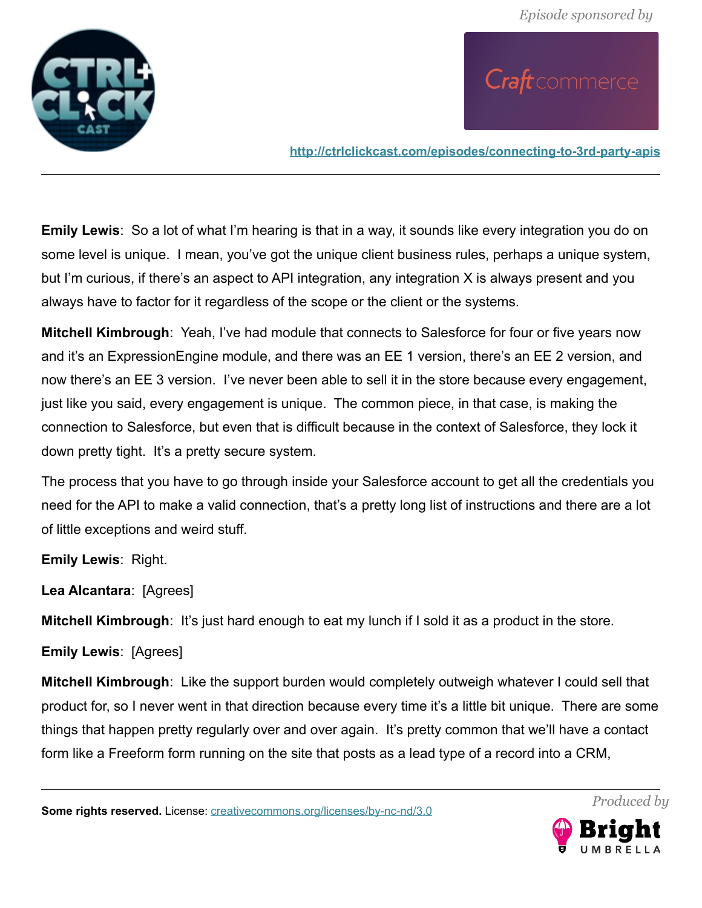**Emily Lewis**: So a lot of what I'm hearing is that in a way, it sounds like every integration you do on some level is unique. I mean, you've got the unique client business rules, perhaps a unique system, but I'm curious, if there's an aspect to API integration, any integration X is always present and you always have to factor for it regardless of the scope or the client or the systems.

**Mitchell Kimbrough**: Yeah, I've had module that connects to Salesforce for four or five years now and it's an ExpressionEngine module, and there was an EE 1 version, there's an EE 2 version, and now there's an EE 3 version. I've never been able to sell it in the store because every engagement, just like you said, every engagement is unique. The common piece, in that case, is making the connection to Salesforce, but even that is difficult because in the context of Salesforce, they lock it down pretty tight. It's a pretty secure system.

The process that you have to go through inside your Salesforce account to get all the credentials you need for the API to make a valid connection, that's a pretty long list of instructions and there are a lot of little exceptions and weird stuff.

**Emily Lewis**: Right.

**Lea Alcantara**: [Agrees]

**Mitchell Kimbrough**: It's just hard enough to eat my lunch if I sold it as a product in the store.

**Emily Lewis**: [Agrees]

**Mitchell Kimbrough**: Like the support burden would completely outweigh whatever I could sell that product for, so I never went in that direction because every time it's a little bit unique. There are some things that happen pretty regularly over and over again. It's pretty common that we'll have a contact form like a Freeform form running on the site that posts as a lead type of a record into a CRM,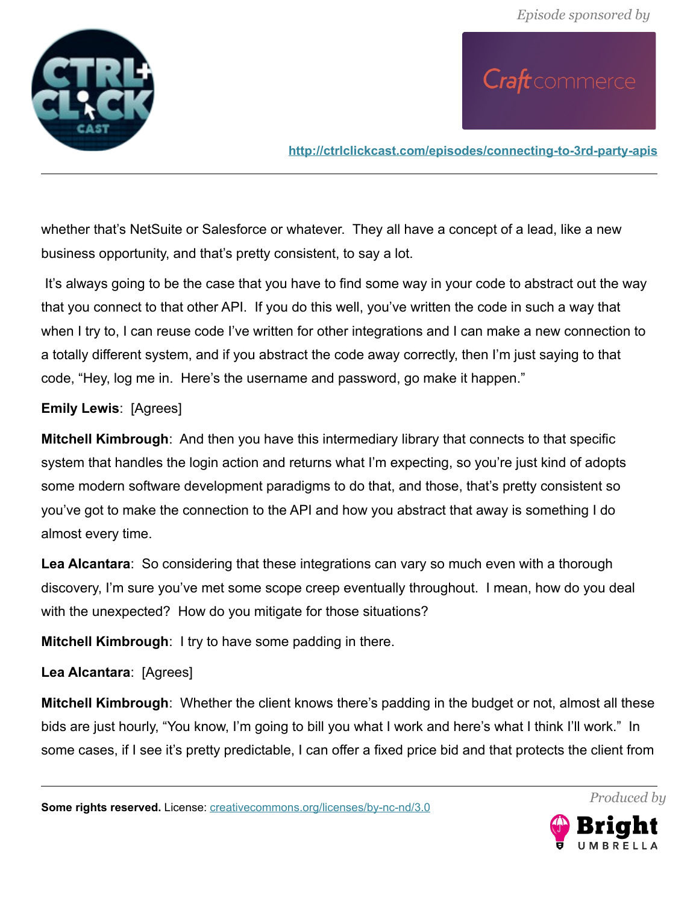whether that's NetSuite or Salesforce or whatever. They all have a concept of a lead, like a new business opportunity, and that's pretty consistent, to say a lot.

It's always going to be the case that you have to find some way in your code to abstract out the way that you connect to that other API. If you do this well, you've written the code in such a way that when I try to, I can reuse code I've written for other integrations and I can make a new connection to a totally different system, and if you abstract the code away correctly, then I'm just saying to that code, "Hey, log me in. Here's the username and password, go make it happen."

**Emily Lewis**: [Agrees]

**Mitchell Kimbrough**: And then you have this intermediary library that connects to that specific system that handles the login action and returns what I'm expecting, so you're just kind of adopts some modern software development paradigms to do that, and those, that's pretty consistent so you've got to make the connection to the API and how you abstract that away is something I do almost every time.

**Lea Alcantara**: So considering that these integrations can vary so much even with a thorough discovery, I'm sure you've met some scope creep eventually throughout. I mean, how do you deal with the unexpected? How do you mitigate for those situations?

**Mitchell Kimbrough**: I try to have some padding in there.

**Lea Alcantara**: [Agrees]

**Mitchell Kimbrough**: Whether the client knows there's padding in the budget or not, almost all these bids are just hourly, "You know, I'm going to bill you what I work and here's what I think I'll work." In some cases, if I see it's pretty predictable, I can offer a fixed price bid and that protects the client from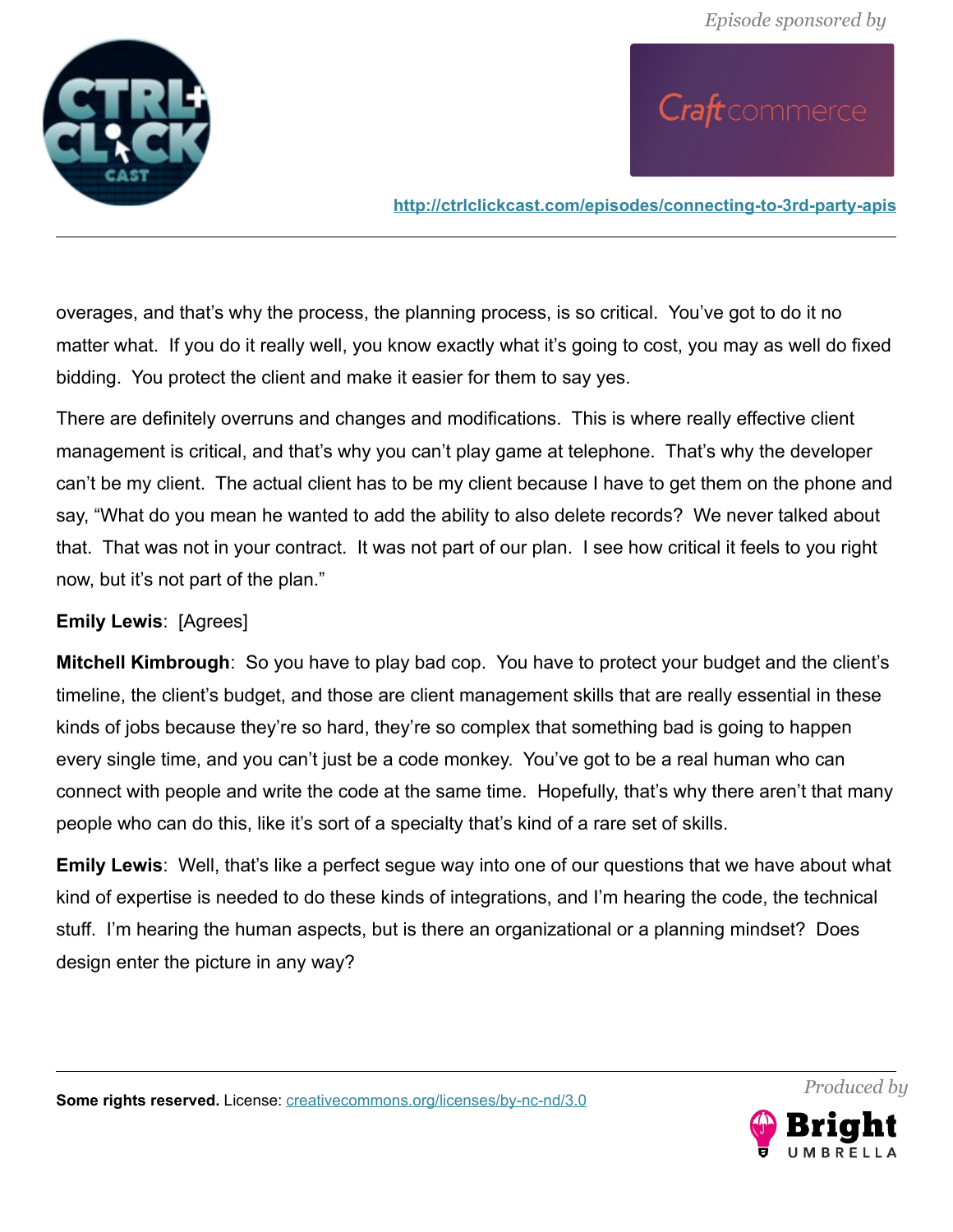overages, and that's why the process, the planning process, is so critical. You've got to do it no matter what. If you do it really well, you know exactly what it's going to cost, you may as well do fixed bidding. You protect the client and make it easier for them to say yes.

There are definitely overruns and changes and modifications. This is where really effective client management is critical, and that's why you can't play game at telephone. That's why the developer can't be my client. The actual client has to be my client because I have to get them on the phone and say, "What do you mean he wanted to add the ability to also delete records? We never talked about that. That was not in your contract. It was not part of our plan. I see how critical it feels to you right now, but it's not part of the plan."

**Emily Lewis**: [Agrees]

**Mitchell Kimbrough**: So you have to play bad cop. You have to protect your budget and the client's timeline, the client's budget, and those are client management skills that are really essential in these kinds of jobs because they're so hard, they're so complex that something bad is going to happen every single time, and you can't just be a code monkey. You've got to be a real human who can connect with people and write the code at the same time. Hopefully, that's why there aren't that many people who can do this, like it's sort of a specialty that's kind of a rare set of skills.

**Emily Lewis**: Well, that's like a perfect segue way into one of our questions that we have about what kind of expertise is needed to do these kinds of integrations, and I'm hearing the code, the technical stuff. I'm hearing the human aspects, but is there an organizational or a planning mindset? Does design enter the picture in any way?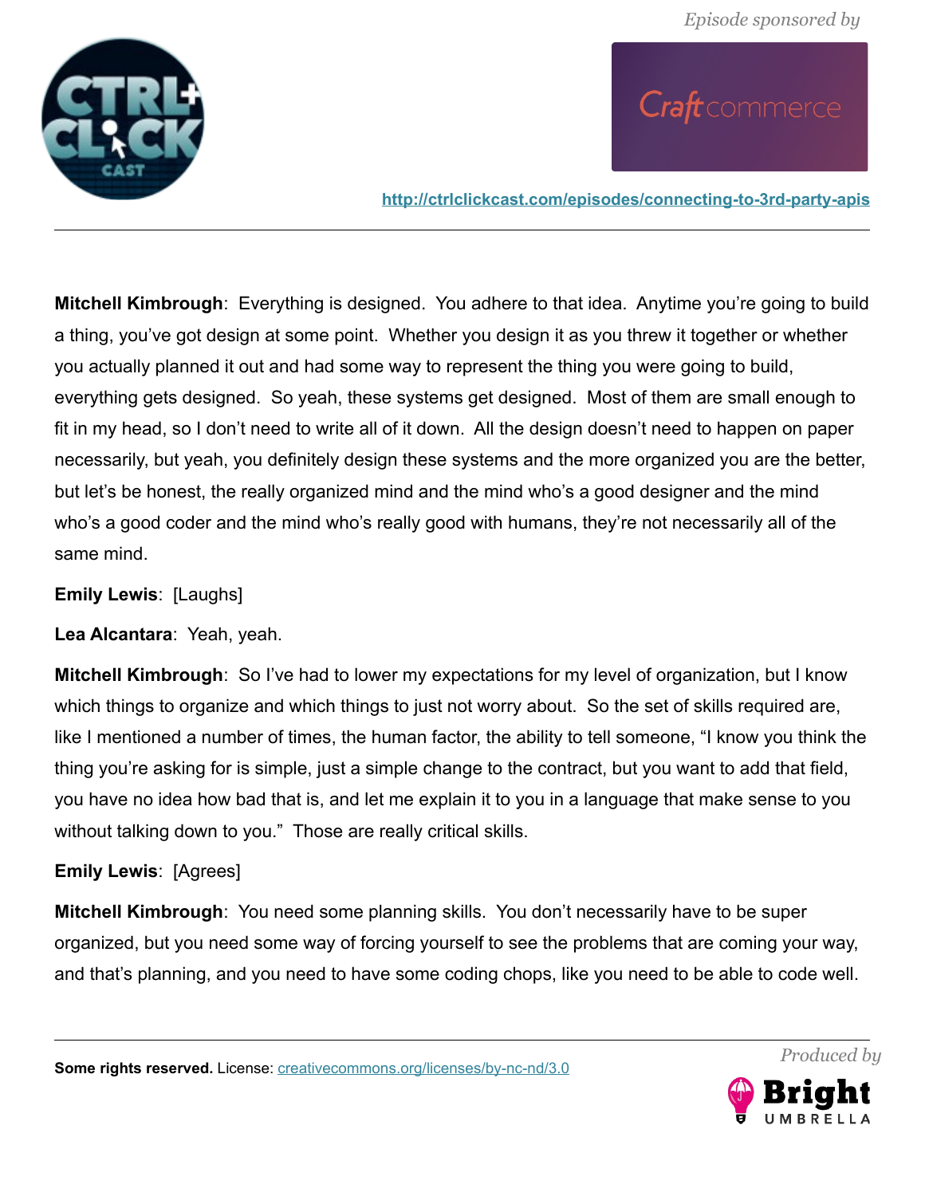**Mitchell Kimbrough**: Everything is designed. You adhere to that idea. Anytime you're going to build a thing, you've got design at some point. Whether you design it as you threw it together or whether you actually planned it out and had some way to represent the thing you were going to build, everything gets designed. So yeah, these systems get designed. Most of them are small enough to fit in my head, so I don't need to write all of it down. All the design doesn't need to happen on paper necessarily, but yeah, you definitely design these systems and the more organized you are the better, but let's be honest, the really organized mind and the mind who's a good designer and the mind who's a good coder and the mind who's really good with humans, they're not necessarily all of the same mind.

**Emily Lewis**: [Laughs]

**Lea Alcantara**: Yeah, yeah.

**Mitchell Kimbrough**: So I've had to lower my expectations for my level of organization, but I know which things to organize and which things to just not worry about. So the set of skills required are, like I mentioned a number of times, the human factor, the ability to tell someone, "I know you think the thing you're asking for is simple, just a simple change to the contract, but you want to add that field, you have no idea how bad that is, and let me explain it to you in a language that make sense to you without talking down to you." Those are really critical skills.

**Emily Lewis**: [Agrees]

**Mitchell Kimbrough**: You need some planning skills. You don't necessarily have to be super organized, but you need some way of forcing yourself to see the problems that are coming your way, and that's planning, and you need to have some coding chops, like you need to be able to code well.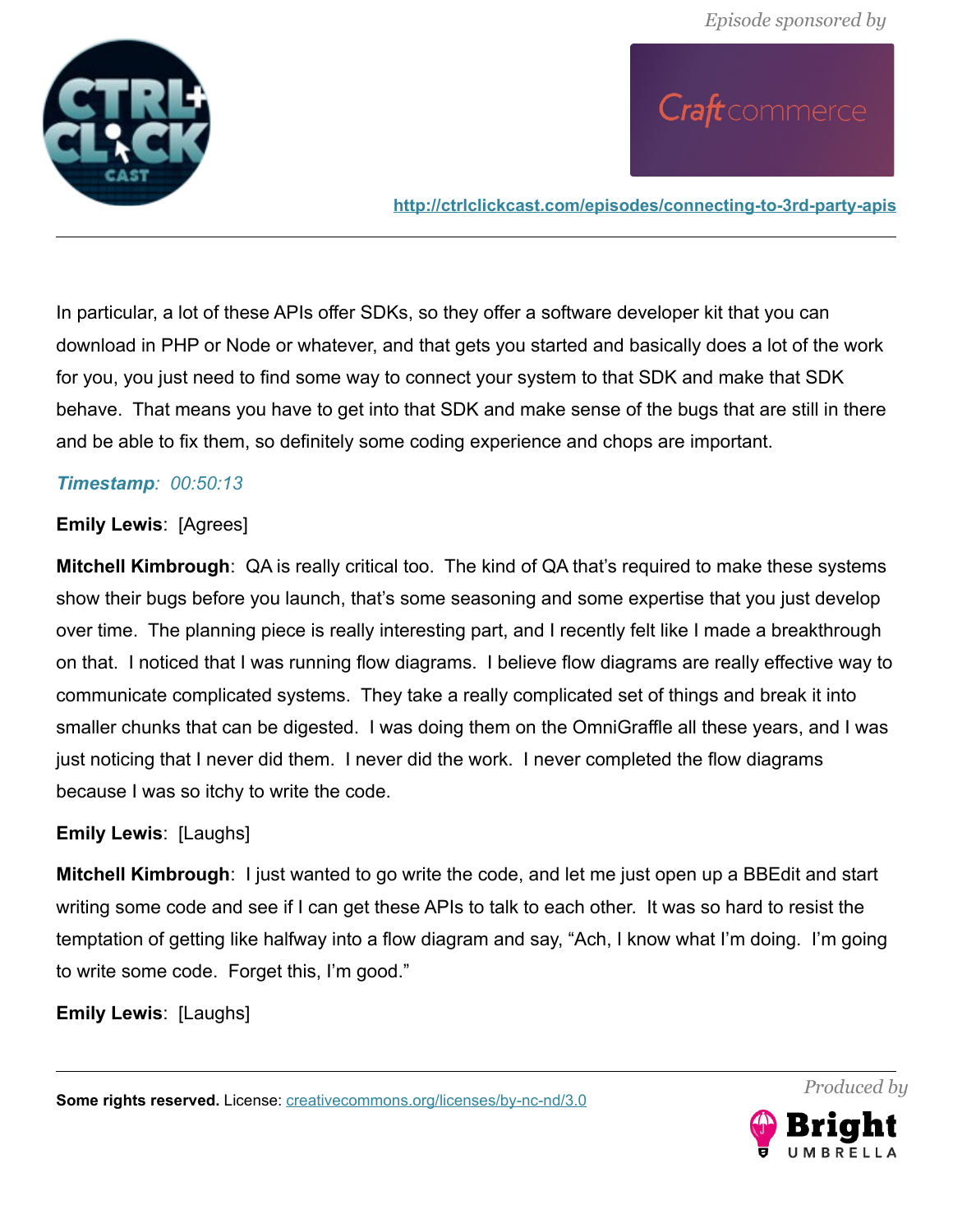In particular, a lot of these APIs offer SDKs, so they offer a software developer kit that you can download in PHP or Node or whatever, and that gets you started and basically does a lot of the work for you, you just need to find some way to connect your system to that SDK and make that SDK behave. That means you have to get into that SDK and make sense of the bugs that are still in there and be able to fix them, so definitely some coding experience and chops are important.

***Timestamp**: 00:50:13*

**Emily Lewis**: [Agrees]

**Mitchell Kimbrough**: QA is really critical too. The kind of QA that's required to make these systems show their bugs before you launch, that's some seasoning and some expertise that you just develop over time. The planning piece is really interesting part, and I recently felt like I made a breakthrough on that. I noticed that I was running flow diagrams. I believe flow diagrams are really effective way to communicate complicated systems. They take a really complicated set of things and break it into smaller chunks that can be digested. I was doing them on the OmniGraffle all these years, and I was just noticing that I never did them. I never did the work. I never completed the flow diagrams because I was so itchy to write the code.

**Emily Lewis**: [Laughs]

**Mitchell Kimbrough**: I just wanted to go write the code, and let me just open up a BBEdit and start writing some code and see if I can get these APIs to talk to each other. It was so hard to resist the temptation of getting like halfway into a flow diagram and say, "Ach, I know what I'm doing. I'm going to write some code. Forget this, I'm good."

**Emily Lewis**: [Laughs]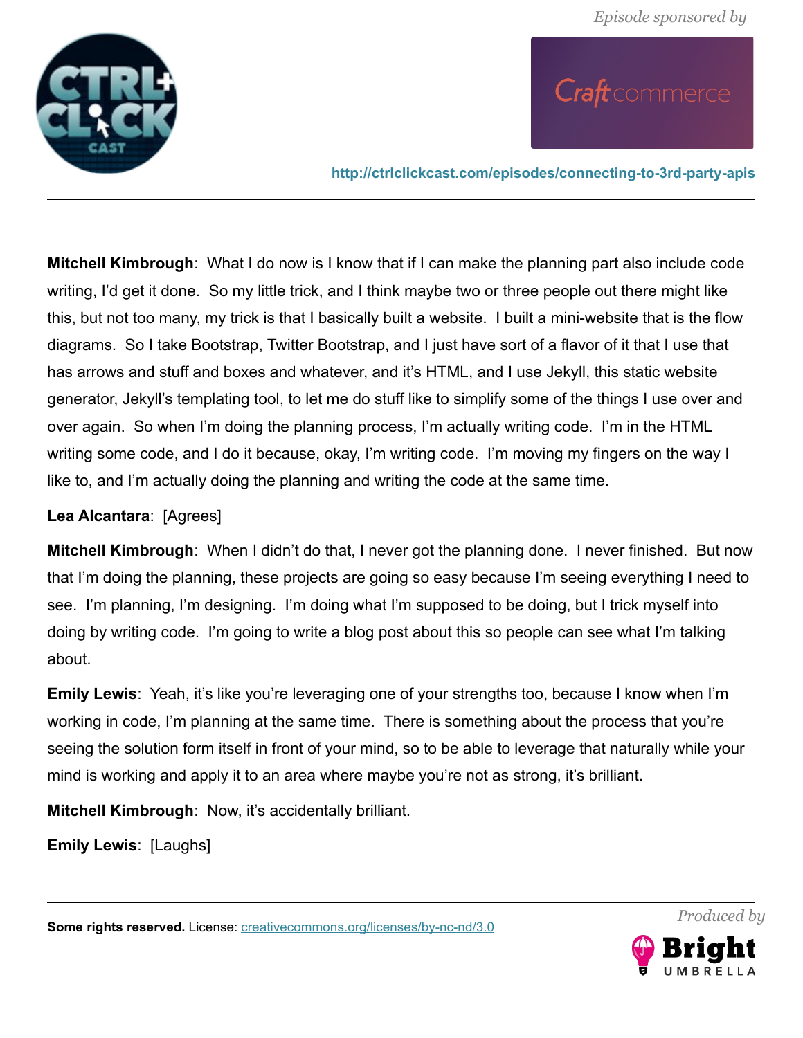**Mitchell Kimbrough**: What I do now is I know that if I can make the planning part also include code writing, I'd get it done. So my little trick, and I think maybe two or three people out there might like this, but not too many, my trick is that I basically built a website. I built a mini-website that is the flow diagrams. So I take Bootstrap, Twitter Bootstrap, and I just have sort of a flavor of it that I use that has arrows and stuff and boxes and whatever, and it's HTML, and I use Jekyll, this static website generator, Jekyll's templating tool, to let me do stuff like to simplify some of the things I use over and over again. So when I'm doing the planning process, I'm actually writing code. I'm in the HTML writing some code, and I do it because, okay, I'm writing code. I'm moving my fingers on the way I like to, and I'm actually doing the planning and writing the code at the same time.

**Lea Alcantara**: [Agrees]

**Mitchell Kimbrough**: When I didn't do that, I never got the planning done. I never finished. But now that I'm doing the planning, these projects are going so easy because I'm seeing everything I need to see. I'm planning, I'm designing. I'm doing what I'm supposed to be doing, but I trick myself into doing by writing code. I'm going to write a blog post about this so people can see what I'm talking about.

**Emily Lewis**: Yeah, it's like you're leveraging one of your strengths too, because I know when I'm working in code, I'm planning at the same time. There is something about the process that you're seeing the solution form itself in front of your mind, so to be able to leverage that naturally while your mind is working and apply it to an area where maybe you're not as strong, it's brilliant.

**Mitchell Kimbrough**: Now, it's accidentally brilliant.

**Emily Lewis**: [Laughs]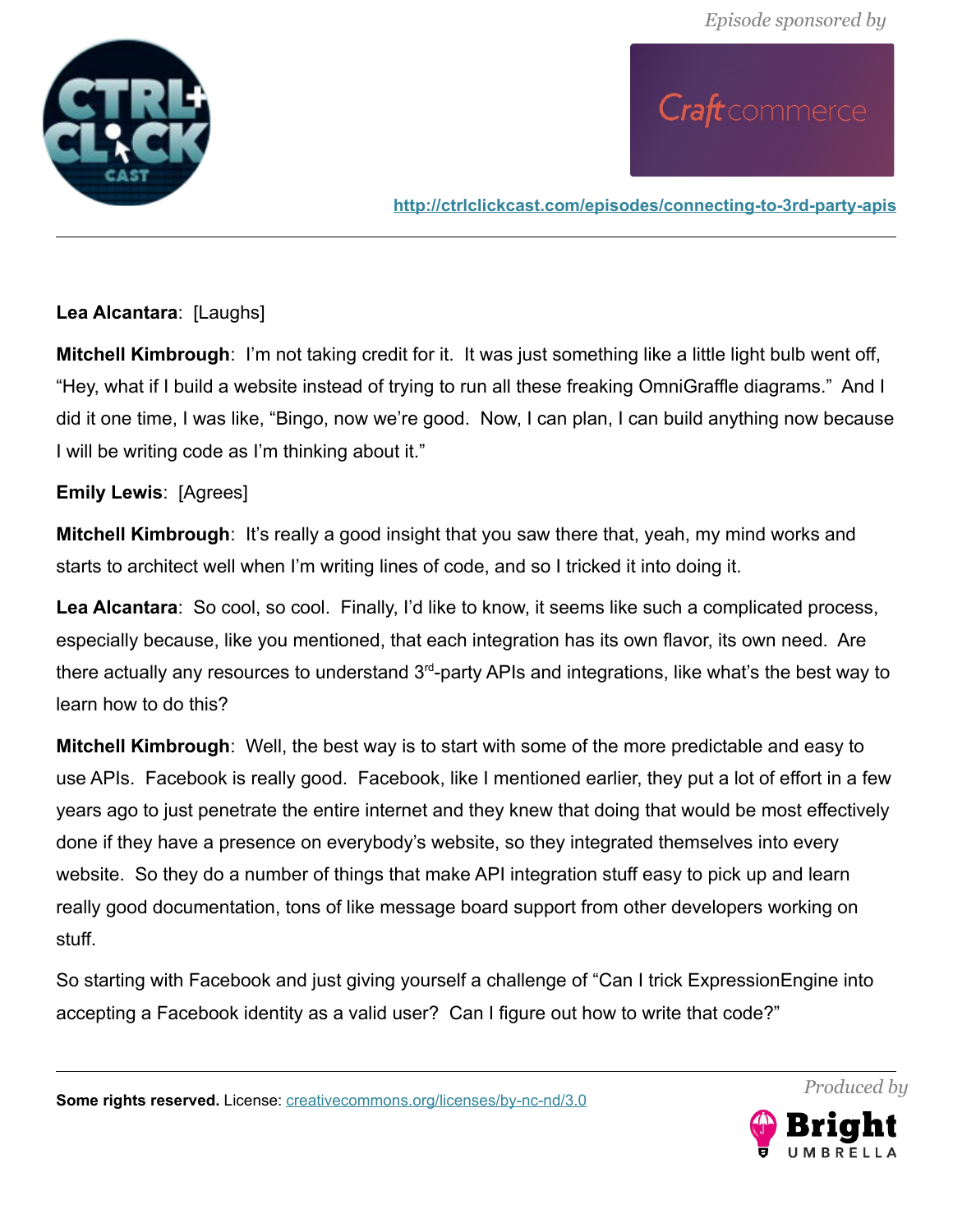**Lea Alcantara**: [Laughs]

**Mitchell Kimbrough**: I'm not taking credit for it. It was just something like a little light bulb went off, "Hey, what if I build a website instead of trying to run all these freaking OmniGraffle diagrams." And I did it one time, I was like, "Bingo, now we're good. Now, I can plan, I can build anything now because I will be writing code as I'm thinking about it."

**Emily Lewis**: [Agrees]

**Mitchell Kimbrough**: It's really a good insight that you saw there that, yeah, my mind works and starts to architect well when I'm writing lines of code, and so I tricked it into doing it.

**Lea Alcantara**: So cool, so cool. Finally, I'd like to know, it seems like such a complicated process, especially because, like you mentioned, that each integration has its own flavor, its own need. Are there actually any resources to understand 3rd-party APIs and integrations, like what's the best way to learn how to do this?

**Mitchell Kimbrough**: Well, the best way is to start with some of the more predictable and easy to use APIs. Facebook is really good. Facebook, like I mentioned earlier, they put a lot of effort in a few years ago to just penetrate the entire internet and they knew that doing that would be most effectively done if they have a presence on everybody's website, so they integrated themselves into every website. So they do a number of things that make API integration stuff easy to pick up and learn really good documentation, tons of like message board support from other developers working on stuff.

So starting with Facebook and just giving yourself a challenge of "Can I trick ExpressionEngine into accepting a Facebook identity as a valid user? Can I figure out how to write that code?"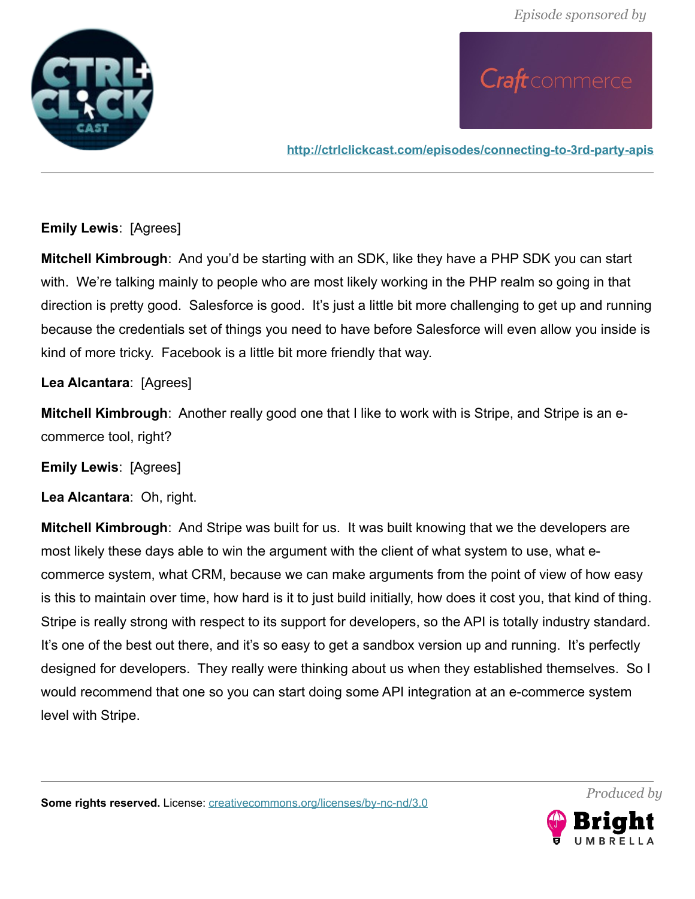**Emily Lewis**: [Agrees]

**Mitchell Kimbrough**: And you'd be starting with an SDK, like they have a PHP SDK you can start with. We're talking mainly to people who are most likely working in the PHP realm so going in that direction is pretty good. Salesforce is good. It's just a little bit more challenging to get up and running because the credentials set of things you need to have before Salesforce will even allow you inside is kind of more tricky. Facebook is a little bit more friendly that way.

**Lea Alcantara**: [Agrees]

**Mitchell Kimbrough**: Another really good one that I like to work with is Stripe, and Stripe is an e-commerce tool, right?

**Emily Lewis**: [Agrees]

**Lea Alcantara**: Oh, right.

**Mitchell Kimbrough**: And Stripe was built for us. It was built knowing that we the developers are most likely these days able to win the argument with the client of what system to use, what e-commerce system, what CRM, because we can make arguments from the point of view of how easy is this to maintain over time, how hard is it to just build initially, how does it cost you, that kind of thing. Stripe is really strong with respect to its support for developers, so the API is totally industry standard. It's one of the best out there, and it's so easy to get a sandbox version up and running. It's perfectly designed for developers. They really were thinking about us when they established themselves. So I would recommend that one so you can start doing some API integration at an e-commerce system level with Stripe.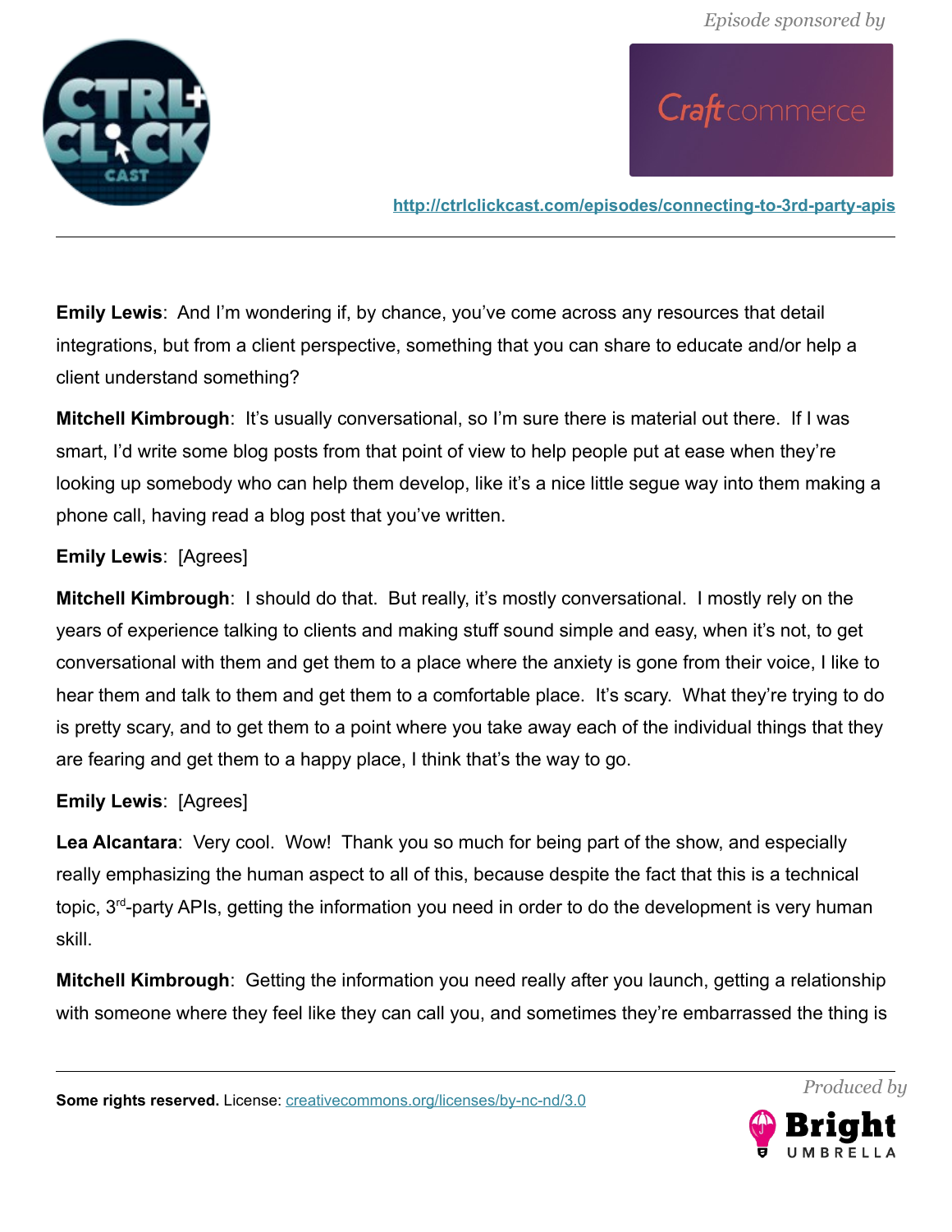**Emily Lewis**: And I'm wondering if, by chance, you've come across any resources that detail integrations, but from a client perspective, something that you can share to educate and/or help a client understand something?

**Mitchell Kimbrough**: It's usually conversational, so I'm sure there is material out there. If I was smart, I'd write some blog posts from that point of view to help people put at ease when they're looking up somebody who can help them develop, like it's a nice little segue way into them making a phone call, having read a blog post that you've written.

**Emily Lewis**: [Agrees]

**Mitchell Kimbrough**: I should do that. But really, it's mostly conversational. I mostly rely on the years of experience talking to clients and making stuff sound simple and easy, when it's not, to get conversational with them and get them to a place where the anxiety is gone from their voice, I like to hear them and talk to them and get them to a comfortable place. It's scary. What they're trying to do is pretty scary, and to get them to a point where you take away each of the individual things that they are fearing and get them to a happy place, I think that's the way to go.

**Emily Lewis**: [Agrees]

**Lea Alcantara**: Very cool. Wow! Thank you so much for being part of the show, and especially really emphasizing the human aspect to all of this, because despite the fact that this is a technical topic, 3rd-party APIs, getting the information you need in order to do the development is very human skill.

**Mitchell Kimbrough**: Getting the information you need really after you launch, getting a relationship with someone where they feel like they can call you, and sometimes they're embarrassed the thing is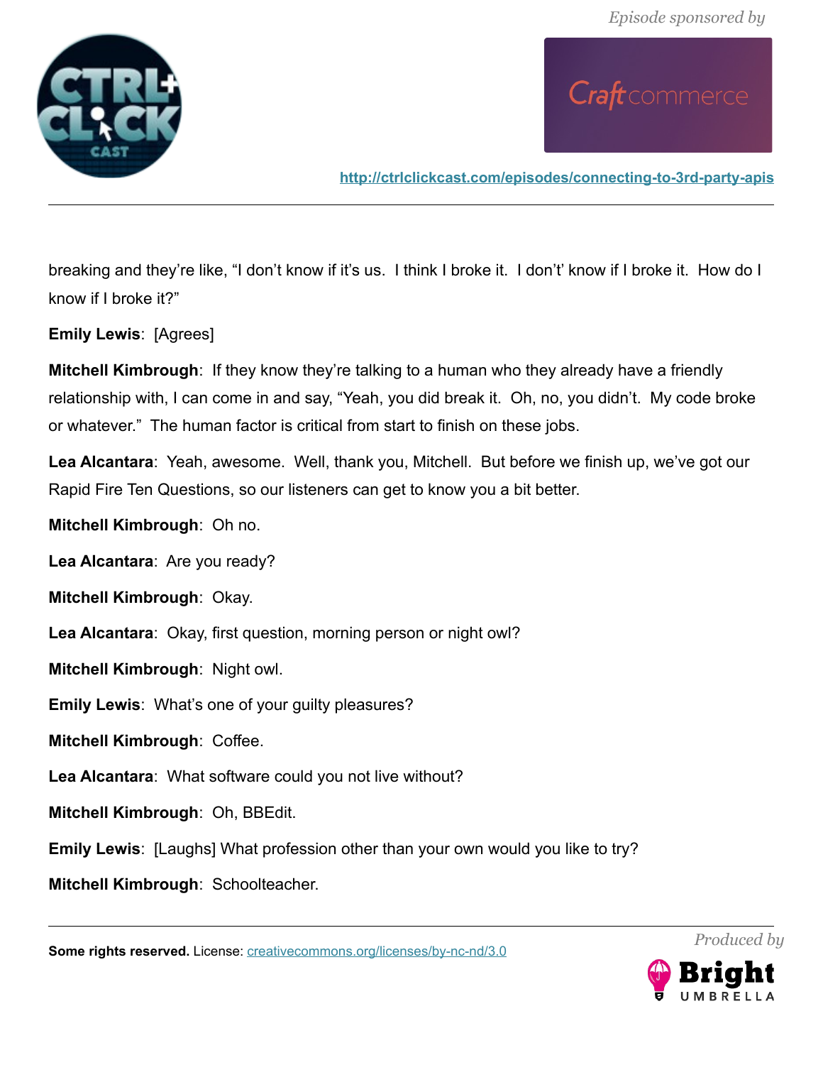breaking and they're like, "I don't know if it's us. I think I broke it. I don't't know if I broke it. How do I know if I broke it?"

**Emily Lewis**: [Agrees]

**Mitchell Kimbrough**: If they know they're talking to a human who they already have a friendly relationship with, I can come in and say, "Yeah, you did break it. Oh, no, you didn't. My code broke or whatever." The human factor is critical from start to finish on these jobs.

**Lea Alcantara**: Yeah, awesome. Well, thank you, Mitchell. But before we finish up, we've got our Rapid Fire Ten Questions, so our listeners can get to know you a bit better.

**Mitchell Kimbrough**: Oh no.

**Lea Alcantara**: Are you ready?

**Mitchell Kimbrough**: Okay.

**Lea Alcantara**: Okay, first question, morning person or night owl?

**Mitchell Kimbrough**: Night owl.

**Emily Lewis**: What's one of your guilty pleasures?

**Mitchell Kimbrough**: Coffee.

**Lea Alcantara**: What software could you not live without?

**Mitchell Kimbrough**: Oh, BBEdit.

**Emily Lewis**: [Laughs] What profession other than your own would you like to try?

**Mitchell Kimbrough**: Schoolteacher.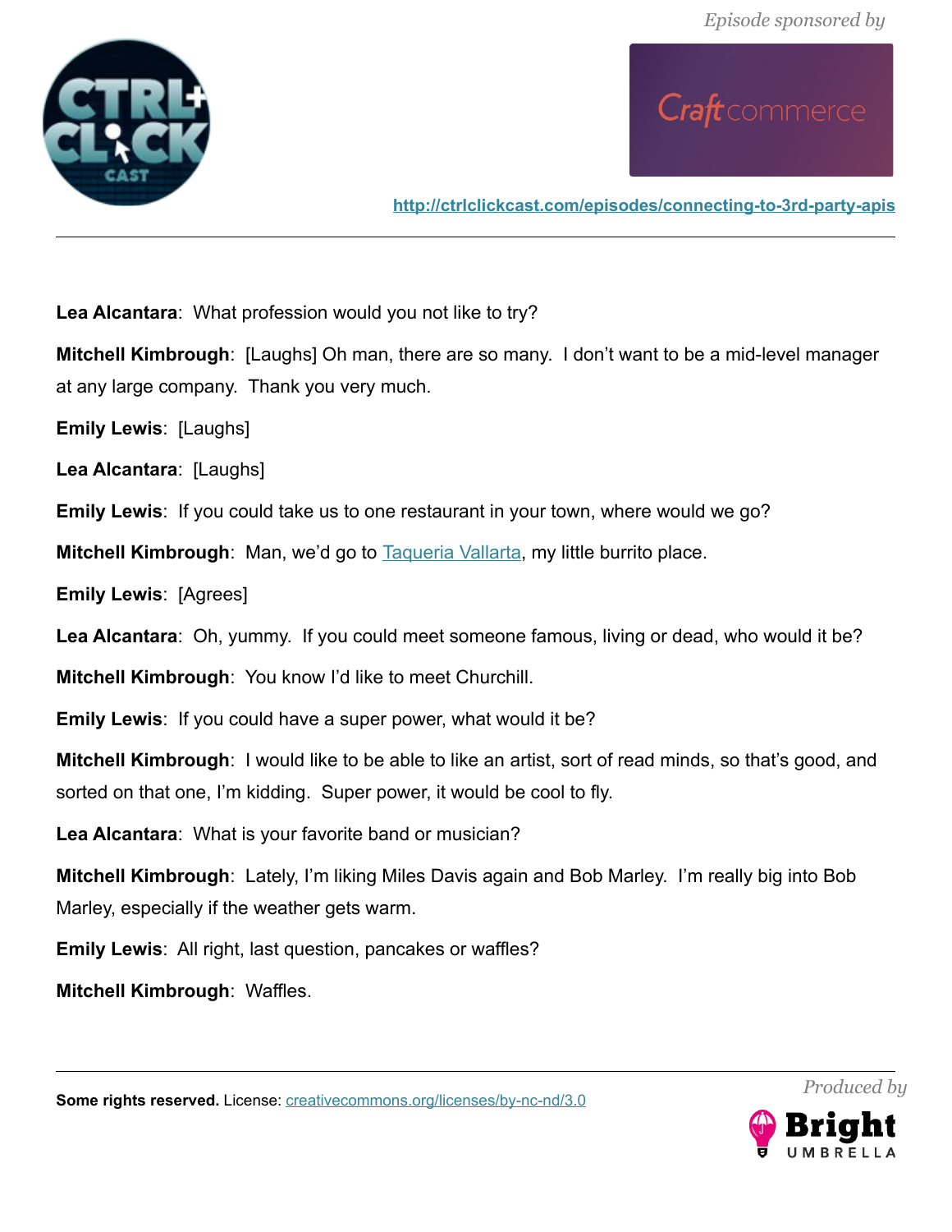**Lea Alcantara**: What profession would you not like to try?

**Mitchell Kimbrough**: [Laughs] Oh man, there are so many. I don't want to be a mid-level manager at any large company. Thank you very much.

**Emily Lewis**: [Laughs]

**Lea Alcantara**: [Laughs]

**Emily Lewis**: If you could take us to one restaurant in your town, where would we go?

**Mitchell Kimbrough**: Man, we'd go to [Taqueria Vallarta](), my little burrito place.

**Emily Lewis**: [Agrees]

**Lea Alcantara**: Oh, yummy. If you could meet someone famous, living or dead, who would it be?

**Mitchell Kimbrough**: You know I'd like to meet Churchill.

**Emily Lewis**: If you could have a super power, what would it be?

**Mitchell Kimbrough**: I would like to be able to like an artist, sort of read minds, so that's good, and sorted on that one, I'm kidding. Super power, it would be cool to fly.

**Lea Alcantara**: What is your favorite band or musician?

**Mitchell Kimbrough**: Lately, I'm liking Miles Davis again and Bob Marley. I'm really big into Bob Marley, especially if the weather gets warm.

**Emily Lewis**: All right, last question, pancakes or waffles?

**Mitchell Kimbrough**: Waffles.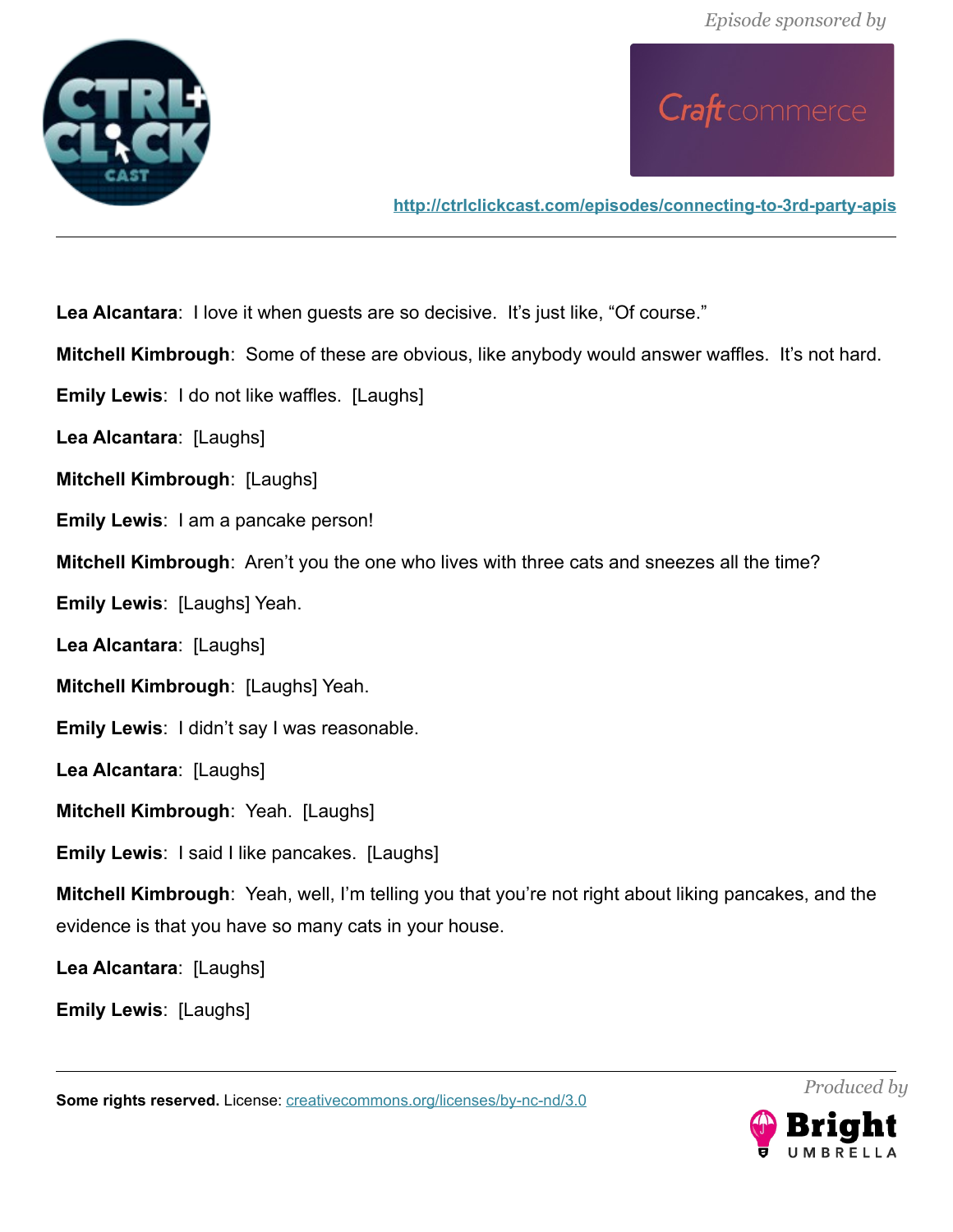**Lea Alcantara**: I love it when guests are so decisive. It's just like, "Of course."

**Mitchell Kimbrough**: Some of these are obvious, like anybody would answer waffles. It's not hard.

**Emily Lewis**: I do not like waffles. [Laughs]

**Lea Alcantara**: [Laughs]

**Mitchell Kimbrough**: [Laughs]

**Emily Lewis**: I am a pancake person!

**Mitchell Kimbrough**: Aren't you the one who lives with three cats and sneezes all the time?

**Emily Lewis**: [Laughs] Yeah.

**Lea Alcantara**: [Laughs]

**Mitchell Kimbrough**: [Laughs] Yeah.

**Emily Lewis**: I didn't say I was reasonable.

**Lea Alcantara**: [Laughs]

**Mitchell Kimbrough**: Yeah. [Laughs]

**Emily Lewis**: I said I like pancakes. [Laughs]

**Mitchell Kimbrough**: Yeah, well, I'm telling you that you're not right about liking pancakes, and the evidence is that you have so many cats in your house.

**Lea Alcantara**: [Laughs]

**Emily Lewis**: [Laughs]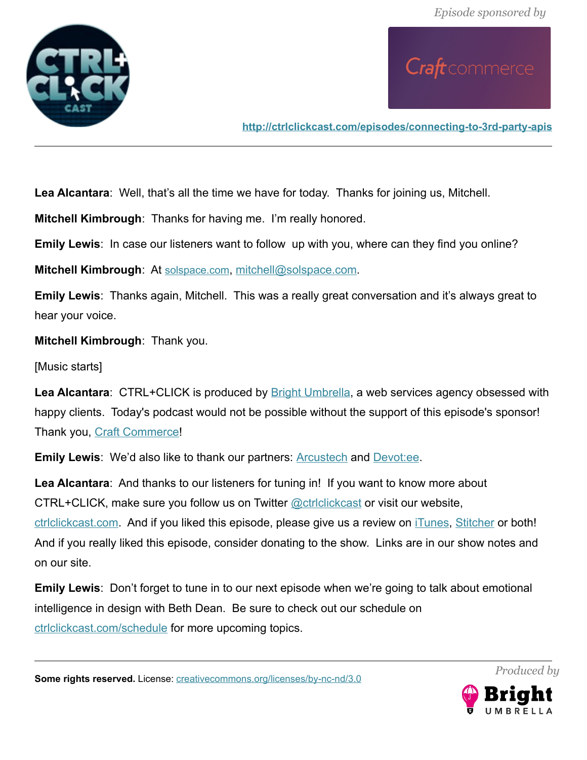**Lea Alcantara**: Well, that's all the time we have for today. Thanks for joining us, Mitchell.

**Mitchell Kimbrough**: Thanks for having me. I'm really honored.

**Emily Lewis**: In case our listeners want to follow up with you, where can they find you online?

**Mitchell Kimbrough**: At solspace.com, mitchell@solspace.com.

**Emily Lewis**: Thanks again, Mitchell. This was a really great conversation and it's always great to hear your voice.

**Mitchell Kimbrough**: Thank you.

[Music starts]

**Lea Alcantara**: CTRL+CLICK is produced by Bright Umbrella, a web services agency obsessed with happy clients. Today's podcast would not be possible without the support of this episode's sponsor! Thank you, Craft Commerce!

**Emily Lewis**: We'd also like to thank our partners: Arcustech and Devot:ee.

**Lea Alcantara**: And thanks to our listeners for tuning in! If you want to know more about CTRL+CLICK, make sure you follow us on Twitter @ctrlclickcast or visit our website, ctrlclickcast.com. And if you liked this episode, please give us a review on iTunes, Stitcher or both! And if you really liked this episode, consider donating to the show. Links are in our show notes and on our site.

**Emily Lewis**: Don't forget to tune in to our next episode when we're going to talk about emotional intelligence in design with Beth Dean. Be sure to check out our schedule on ctrlclickcast.com/schedule for more upcoming topics.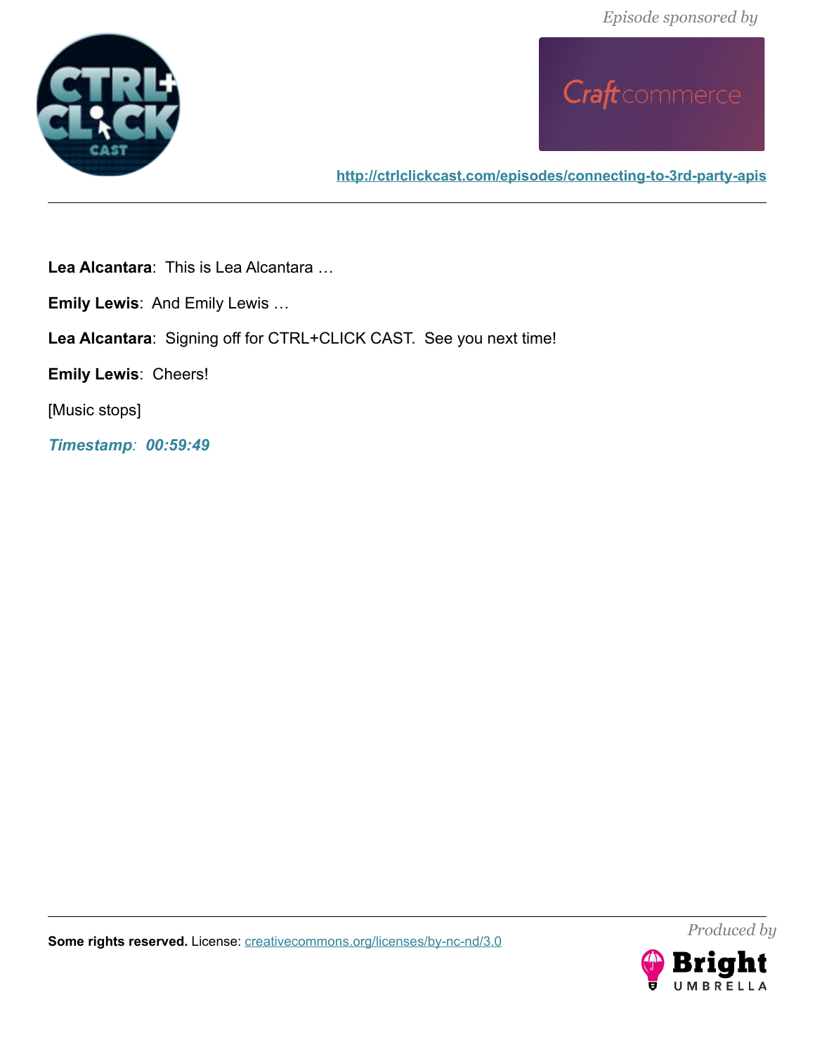**Lea Alcantara**: This is Lea Alcantara …

**Emily Lewis**: And Emily Lewis …

**Lea Alcantara**: Signing off for CTRL+CLICK CAST. See you next time!

**Emily Lewis**: Cheers!

[Music stops]

***Timestamp**: 00:59:49*